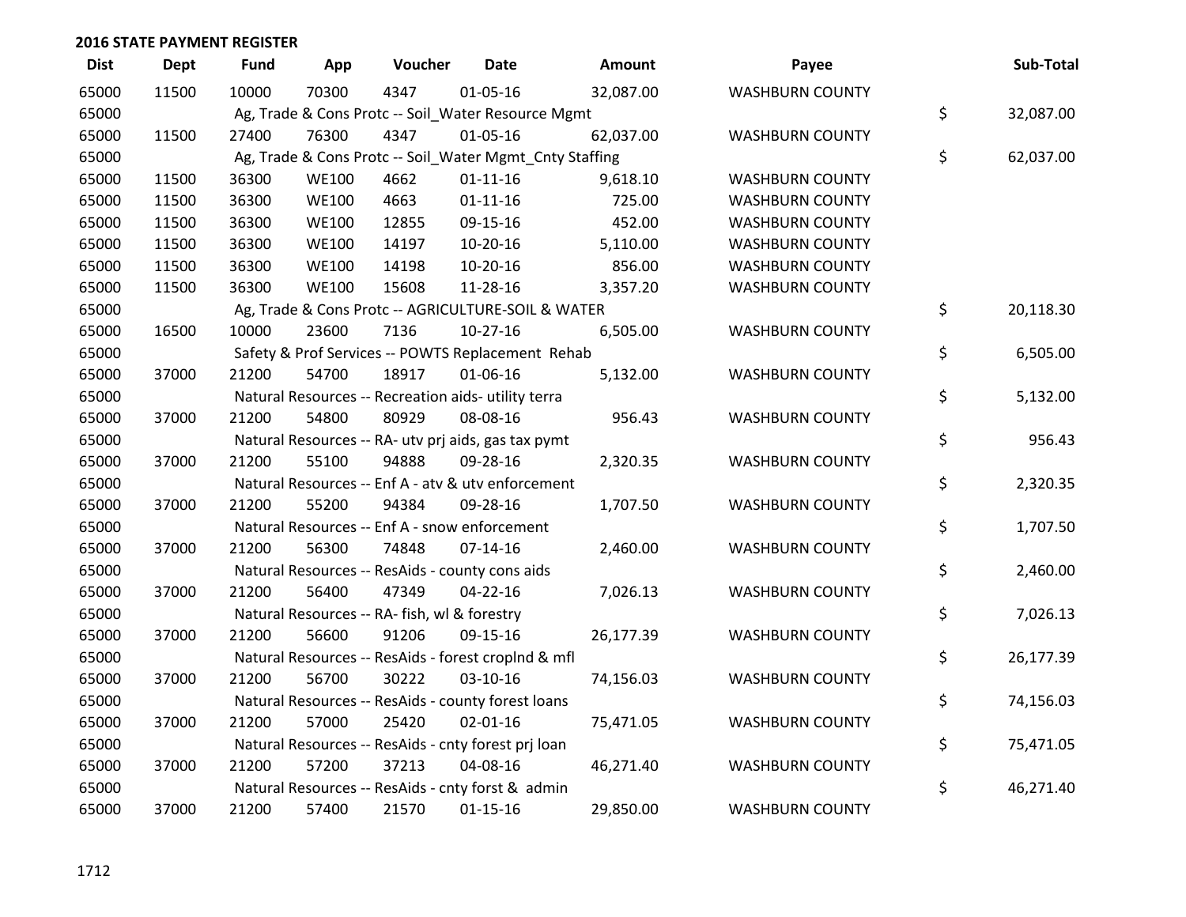## 2016 STATE PAYMENT REGISTER

| Dist | Dept | Fund | App | Voucher | Date | Amount | Payee | Sub-Total |
|---|---|---|---|---|---|---|---|---|
| 65000 | 11500 | 10000 | 70300 | 4347 | 01-05-16 | 32,087.00 | WASHBURN COUNTY | |
| 65000 | | Ag, Trade & Cons Protc -- Soil_Water Resource Mgmt | | | | | | $ 32,087.00 |
| 65000 | 11500 | 27400 | 76300 | 4347 | 01-05-16 | 62,037.00 | WASHBURN COUNTY | |
| 65000 | | Ag, Trade & Cons Protc -- Soil_Water Mgmt_Cnty Staffing | | | | | | $ 62,037.00 |
| 65000 | 11500 | 36300 | WE100 | 4662 | 01-11-16 | 9,618.10 | WASHBURN COUNTY | |
| 65000 | 11500 | 36300 | WE100 | 4663 | 01-11-16 | 725.00 | WASHBURN COUNTY | |
| 65000 | 11500 | 36300 | WE100 | 12855 | 09-15-16 | 452.00 | WASHBURN COUNTY | |
| 65000 | 11500 | 36300 | WE100 | 14197 | 10-20-16 | 5,110.00 | WASHBURN COUNTY | |
| 65000 | 11500 | 36300 | WE100 | 14198 | 10-20-16 | 856.00 | WASHBURN COUNTY | |
| 65000 | 11500 | 36300 | WE100 | 15608 | 11-28-16 | 3,357.20 | WASHBURN COUNTY | |
| 65000 | | Ag, Trade & Cons Protc -- AGRICULTURE-SOIL & WATER | | | | | | $ 20,118.30 |
| 65000 | 16500 | 10000 | 23600 | 7136 | 10-27-16 | 6,505.00 | WASHBURN COUNTY | |
| 65000 | | Safety & Prof Services -- POWTS Replacement Rehab | | | | | | $ 6,505.00 |
| 65000 | 37000 | 21200 | 54700 | 18917 | 01-06-16 | 5,132.00 | WASHBURN COUNTY | |
| 65000 | | Natural Resources -- Recreation aids- utility terra | | | | | | $ 5,132.00 |
| 65000 | 37000 | 21200 | 54800 | 80929 | 08-08-16 | 956.43 | WASHBURN COUNTY | |
| 65000 | | Natural Resources -- RA- utv prj aids, gas tax pymt | | | | | | $ 956.43 |
| 65000 | 37000 | 21200 | 55100 | 94888 | 09-28-16 | 2,320.35 | WASHBURN COUNTY | |
| 65000 | | Natural Resources -- Enf A - atv & utv enforcement | | | | | | $ 2,320.35 |
| 65000 | 37000 | 21200 | 55200 | 94384 | 09-28-16 | 1,707.50 | WASHBURN COUNTY | |
| 65000 | | Natural Resources -- Enf A - snow enforcement | | | | | | $ 1,707.50 |
| 65000 | 37000 | 21200 | 56300 | 74848 | 07-14-16 | 2,460.00 | WASHBURN COUNTY | |
| 65000 | | Natural Resources -- ResAids - county cons aids | | | | | | $ 2,460.00 |
| 65000 | 37000 | 21200 | 56400 | 47349 | 04-22-16 | 7,026.13 | WASHBURN COUNTY | |
| 65000 | | Natural Resources -- RA- fish, wl & forestry | | | | | | $ 7,026.13 |
| 65000 | 37000 | 21200 | 56600 | 91206 | 09-15-16 | 26,177.39 | WASHBURN COUNTY | |
| 65000 | | Natural Resources -- ResAids - forest croplnd & mfl | | | | | | $ 26,177.39 |
| 65000 | 37000 | 21200 | 56700 | 30222 | 03-10-16 | 74,156.03 | WASHBURN COUNTY | |
| 65000 | | Natural Resources -- ResAids - county forest loans | | | | | | $ 74,156.03 |
| 65000 | 37000 | 21200 | 57000 | 25420 | 02-01-16 | 75,471.05 | WASHBURN COUNTY | |
| 65000 | | Natural Resources -- ResAids - cnty forest prj loan | | | | | | $ 75,471.05 |
| 65000 | 37000 | 21200 | 57200 | 37213 | 04-08-16 | 46,271.40 | WASHBURN COUNTY | |
| 65000 | | Natural Resources -- ResAids - cnty forst & admin | | | | | | $ 46,271.40 |
| 65000 | 37000 | 21200 | 57400 | 21570 | 01-15-16 | 29,850.00 | WASHBURN COUNTY | |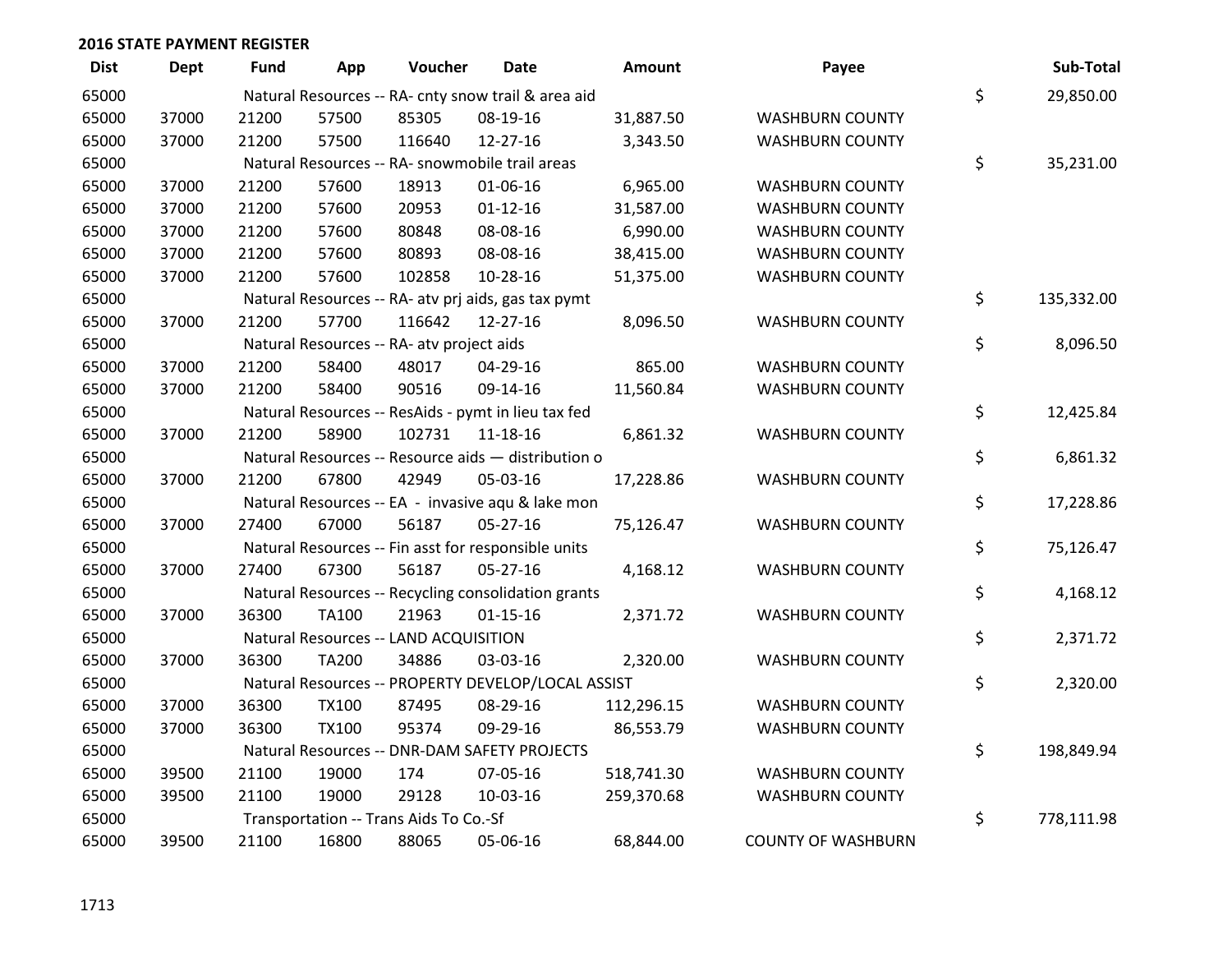## 2016 STATE PAYMENT REGISTER

| Dist | Dept | Fund | App | Voucher | Date | Amount | Payee | | Sub-Total |
|---|---|---|---|---|---|---|---|---|---|
| 65000 | | Natural Resources -- RA- cnty snow trail & area aid | | | | | | $ | 29,850.00 |
| 65000 | 37000 | 21200 | 57500 | 85305 | 08-19-16 | 31,887.50 | WASHBURN COUNTY | | |
| 65000 | 37000 | 21200 | 57500 | 116640 | 12-27-16 | 3,343.50 | WASHBURN COUNTY | | |
| 65000 | | Natural Resources -- RA- snowmobile trail areas | | | | | | $ | 35,231.00 |
| 65000 | 37000 | 21200 | 57600 | 18913 | 01-06-16 | 6,965.00 | WASHBURN COUNTY | | |
| 65000 | 37000 | 21200 | 57600 | 20953 | 01-12-16 | 31,587.00 | WASHBURN COUNTY | | |
| 65000 | 37000 | 21200 | 57600 | 80848 | 08-08-16 | 6,990.00 | WASHBURN COUNTY | | |
| 65000 | 37000 | 21200 | 57600 | 80893 | 08-08-16 | 38,415.00 | WASHBURN COUNTY | | |
| 65000 | 37000 | 21200 | 57600 | 102858 | 10-28-16 | 51,375.00 | WASHBURN COUNTY | | |
| 65000 | | Natural Resources -- RA- atv prj aids, gas tax pymt | | | | | | $ | 135,332.00 |
| 65000 | 37000 | 21200 | 57700 | 116642 | 12-27-16 | 8,096.50 | WASHBURN COUNTY | | |
| 65000 | | Natural Resources -- RA- atv project aids | | | | | | $ | 8,096.50 |
| 65000 | 37000 | 21200 | 58400 | 48017 | 04-29-16 | 865.00 | WASHBURN COUNTY | | |
| 65000 | 37000 | 21200 | 58400 | 90516 | 09-14-16 | 11,560.84 | WASHBURN COUNTY | | |
| 65000 | | Natural Resources -- ResAids - pymt in lieu tax fed | | | | | | $ | 12,425.84 |
| 65000 | 37000 | 21200 | 58900 | 102731 | 11-18-16 | 6,861.32 | WASHBURN COUNTY | | |
| 65000 | | Natural Resources -- Resource aids — distribution o | | | | | | $ | 6,861.32 |
| 65000 | 37000 | 21200 | 67800 | 42949 | 05-03-16 | 17,228.86 | WASHBURN COUNTY | | |
| 65000 | | Natural Resources -- EA - invasive aqu & lake mon | | | | | | $ | 17,228.86 |
| 65000 | 37000 | 27400 | 67000 | 56187 | 05-27-16 | 75,126.47 | WASHBURN COUNTY | | |
| 65000 | | Natural Resources -- Fin asst for responsible units | | | | | | $ | 75,126.47 |
| 65000 | 37000 | 27400 | 67300 | 56187 | 05-27-16 | 4,168.12 | WASHBURN COUNTY | | |
| 65000 | | Natural Resources -- Recycling consolidation grants | | | | | | $ | 4,168.12 |
| 65000 | 37000 | 36300 | TA100 | 21963 | 01-15-16 | 2,371.72 | WASHBURN COUNTY | | |
| 65000 | | Natural Resources -- LAND ACQUISITION | | | | | | $ | 2,371.72 |
| 65000 | 37000 | 36300 | TA200 | 34886 | 03-03-16 | 2,320.00 | WASHBURN COUNTY | | |
| 65000 | | Natural Resources -- PROPERTY DEVELOP/LOCAL ASSIST | | | | | | $ | 2,320.00 |
| 65000 | 37000 | 36300 | TX100 | 87495 | 08-29-16 | 112,296.15 | WASHBURN COUNTY | | |
| 65000 | 37000 | 36300 | TX100 | 95374 | 09-29-16 | 86,553.79 | WASHBURN COUNTY | | |
| 65000 | | Natural Resources -- DNR-DAM SAFETY PROJECTS | | | | | | $ | 198,849.94 |
| 65000 | 39500 | 21100 | 19000 | 174 | 07-05-16 | 518,741.30 | WASHBURN COUNTY | | |
| 65000 | 39500 | 21100 | 19000 | 29128 | 10-03-16 | 259,370.68 | WASHBURN COUNTY | | |
| 65000 | | Transportation -- Trans Aids To Co.-Sf | | | | | | $ | 778,111.98 |
| 65000 | 39500 | 21100 | 16800 | 88065 | 05-06-16 | 68,844.00 | COUNTY OF WASHBURN | | |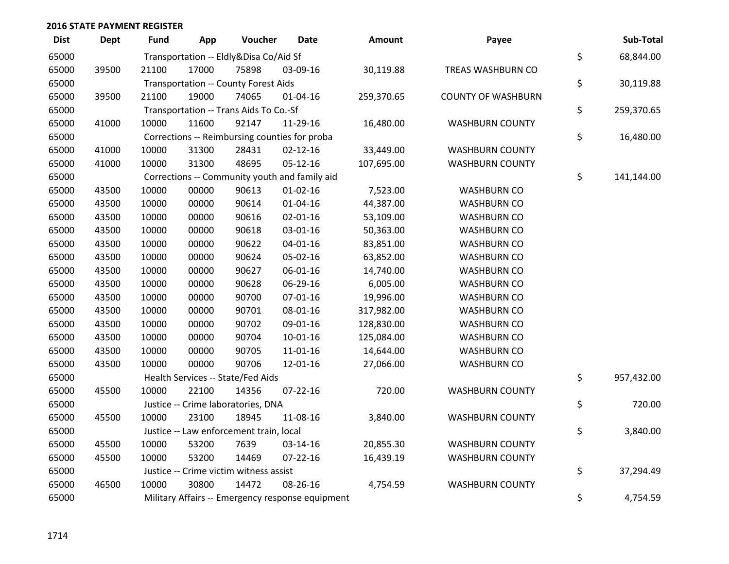**2016 STATE PAYMENT REGISTER**

| Dist | Dept | Fund | App | Voucher | Date | Amount | Payee | | Sub-Total |
|---|---|---|---|---|---|---|---|---|---|
| 65000 | | Transportation -- Eldly&Disa Co/Aid Sf | | | | | | $ | 68,844.00 |
| 65000 | 39500 | 21100 | 17000 | 75898 | 03-09-16 | 30,119.88 | TREAS WASHBURN CO | | |
| 65000 | | Transportation -- County Forest Aids | | | | | | $ | 30,119.88 |
| 65000 | 39500 | 21100 | 19000 | 74065 | 01-04-16 | 259,370.65 | COUNTY OF WASHBURN | | |
| 65000 | | Transportation -- Trans Aids To Co.-Sf | | | | | | $ | 259,370.65 |
| 65000 | 41000 | 10000 | 11600 | 92147 | 11-29-16 | 16,480.00 | WASHBURN COUNTY | | |
| 65000 | | Corrections -- Reimbursing counties for proba | | | | | | $ | 16,480.00 |
| 65000 | 41000 | 10000 | 31300 | 28431 | 02-12-16 | 33,449.00 | WASHBURN COUNTY | | |
| 65000 | 41000 | 10000 | 31300 | 48695 | 05-12-16 | 107,695.00 | WASHBURN COUNTY | | |
| 65000 | | Corrections -- Community youth and family aid | | | | | | $ | 141,144.00 |
| 65000 | 43500 | 10000 | 00000 | 90613 | 01-02-16 | 7,523.00 | WASHBURN CO | | |
| 65000 | 43500 | 10000 | 00000 | 90614 | 01-04-16 | 44,387.00 | WASHBURN CO | | |
| 65000 | 43500 | 10000 | 00000 | 90616 | 02-01-16 | 53,109.00 | WASHBURN CO | | |
| 65000 | 43500 | 10000 | 00000 | 90618 | 03-01-16 | 50,363.00 | WASHBURN CO | | |
| 65000 | 43500 | 10000 | 00000 | 90622 | 04-01-16 | 83,851.00 | WASHBURN CO | | |
| 65000 | 43500 | 10000 | 00000 | 90624 | 05-02-16 | 63,852.00 | WASHBURN CO | | |
| 65000 | 43500 | 10000 | 00000 | 90627 | 06-01-16 | 14,740.00 | WASHBURN CO | | |
| 65000 | 43500 | 10000 | 00000 | 90628 | 06-29-16 | 6,005.00 | WASHBURN CO | | |
| 65000 | 43500 | 10000 | 00000 | 90700 | 07-01-16 | 19,996.00 | WASHBURN CO | | |
| 65000 | 43500 | 10000 | 00000 | 90701 | 08-01-16 | 317,982.00 | WASHBURN CO | | |
| 65000 | 43500 | 10000 | 00000 | 90702 | 09-01-16 | 128,830.00 | WASHBURN CO | | |
| 65000 | 43500 | 10000 | 00000 | 90704 | 10-01-16 | 125,084.00 | WASHBURN CO | | |
| 65000 | 43500 | 10000 | 00000 | 90705 | 11-01-16 | 14,644.00 | WASHBURN CO | | |
| 65000 | 43500 | 10000 | 00000 | 90706 | 12-01-16 | 27,066.00 | WASHBURN CO | | |
| 65000 | | Health Services -- State/Fed Aids | | | | | | $ | 957,432.00 |
| 65000 | 45500 | 10000 | 22100 | 14356 | 07-22-16 | 720.00 | WASHBURN COUNTY | | |
| 65000 | | Justice -- Crime laboratories, DNA | | | | | | $ | 720.00 |
| 65000 | 45500 | 10000 | 23100 | 18945 | 11-08-16 | 3,840.00 | WASHBURN COUNTY | | |
| 65000 | | Justice -- Law enforcement train, local | | | | | | $ | 3,840.00 |
| 65000 | 45500 | 10000 | 53200 | 7639 | 03-14-16 | 20,855.30 | WASHBURN COUNTY | | |
| 65000 | 45500 | 10000 | 53200 | 14469 | 07-22-16 | 16,439.19 | WASHBURN COUNTY | | |
| 65000 | | Justice -- Crime victim witness assist | | | | | | $ | 37,294.49 |
| 65000 | 46500 | 10000 | 30800 | 14472 | 08-26-16 | 4,754.59 | WASHBURN COUNTY | | |
| 65000 | | Military Affairs -- Emergency response equipment | | | | | | $ | 4,754.59 |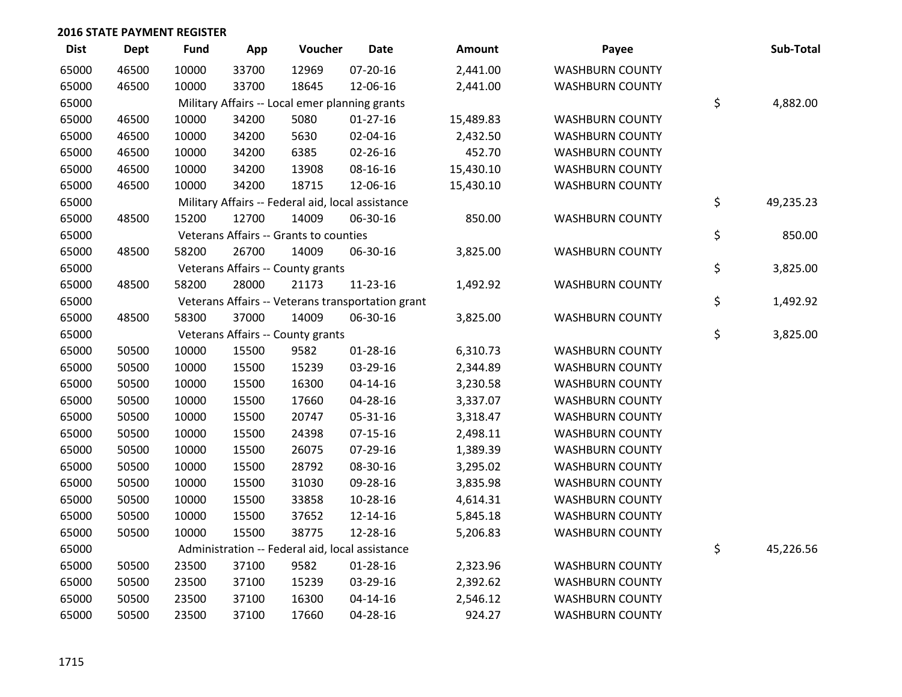## 2016 STATE PAYMENT REGISTER

| Dist | Dept | Fund | App | Voucher | Date | Amount | Payee | Sub-Total |
|---|---|---|---|---|---|---|---|---|
| 65000 | 46500 | 10000 | 33700 | 12969 | 07-20-16 | 2,441.00 | WASHBURN COUNTY | |
| 65000 | 46500 | 10000 | 33700 | 18645 | 12-06-16 | 2,441.00 | WASHBURN COUNTY | |
| 65000 | | Military Affairs -- Local emer planning grants | | | | | | $ 4,882.00 |
| 65000 | 46500 | 10000 | 34200 | 5080 | 01-27-16 | 15,489.83 | WASHBURN COUNTY | |
| 65000 | 46500 | 10000 | 34200 | 5630 | 02-04-16 | 2,432.50 | WASHBURN COUNTY | |
| 65000 | 46500 | 10000 | 34200 | 6385 | 02-26-16 | 452.70 | WASHBURN COUNTY | |
| 65000 | 46500 | 10000 | 34200 | 13908 | 08-16-16 | 15,430.10 | WASHBURN COUNTY | |
| 65000 | 46500 | 10000 | 34200 | 18715 | 12-06-16 | 15,430.10 | WASHBURN COUNTY | |
| 65000 | | Military Affairs -- Federal aid, local assistance | | | | | | $ 49,235.23 |
| 65000 | 48500 | 15200 | 12700 | 14009 | 06-30-16 | 850.00 | WASHBURN COUNTY | |
| 65000 | | Veterans Affairs -- Grants to counties | | | | | | $ 850.00 |
| 65000 | 48500 | 58200 | 26700 | 14009 | 06-30-16 | 3,825.00 | WASHBURN COUNTY | |
| 65000 | | Veterans Affairs -- County grants | | | | | | $ 3,825.00 |
| 65000 | 48500 | 58200 | 28000 | 21173 | 11-23-16 | 1,492.92 | WASHBURN COUNTY | |
| 65000 | | Veterans Affairs -- Veterans transportation grant | | | | | | $ 1,492.92 |
| 65000 | 48500 | 58300 | 37000 | 14009 | 06-30-16 | 3,825.00 | WASHBURN COUNTY | |
| 65000 | | Veterans Affairs -- County grants | | | | | | $ 3,825.00 |
| 65000 | 50500 | 10000 | 15500 | 9582 | 01-28-16 | 6,310.73 | WASHBURN COUNTY | |
| 65000 | 50500 | 10000 | 15500 | 15239 | 03-29-16 | 2,344.89 | WASHBURN COUNTY | |
| 65000 | 50500 | 10000 | 15500 | 16300 | 04-14-16 | 3,230.58 | WASHBURN COUNTY | |
| 65000 | 50500 | 10000 | 15500 | 17660 | 04-28-16 | 3,337.07 | WASHBURN COUNTY | |
| 65000 | 50500 | 10000 | 15500 | 20747 | 05-31-16 | 3,318.47 | WASHBURN COUNTY | |
| 65000 | 50500 | 10000 | 15500 | 24398 | 07-15-16 | 2,498.11 | WASHBURN COUNTY | |
| 65000 | 50500 | 10000 | 15500 | 26075 | 07-29-16 | 1,389.39 | WASHBURN COUNTY | |
| 65000 | 50500 | 10000 | 15500 | 28792 | 08-30-16 | 3,295.02 | WASHBURN COUNTY | |
| 65000 | 50500 | 10000 | 15500 | 31030 | 09-28-16 | 3,835.98 | WASHBURN COUNTY | |
| 65000 | 50500 | 10000 | 15500 | 33858 | 10-28-16 | 4,614.31 | WASHBURN COUNTY | |
| 65000 | 50500 | 10000 | 15500 | 37652 | 12-14-16 | 5,845.18 | WASHBURN COUNTY | |
| 65000 | 50500 | 10000 | 15500 | 38775 | 12-28-16 | 5,206.83 | WASHBURN COUNTY | |
| 65000 | | Administration -- Federal aid, local assistance | | | | | | $ 45,226.56 |
| 65000 | 50500 | 23500 | 37100 | 9582 | 01-28-16 | 2,323.96 | WASHBURN COUNTY | |
| 65000 | 50500 | 23500 | 37100 | 15239 | 03-29-16 | 2,392.62 | WASHBURN COUNTY | |
| 65000 | 50500 | 23500 | 37100 | 16300 | 04-14-16 | 2,546.12 | WASHBURN COUNTY | |
| 65000 | 50500 | 23500 | 37100 | 17660 | 04-28-16 | 924.27 | WASHBURN COUNTY | |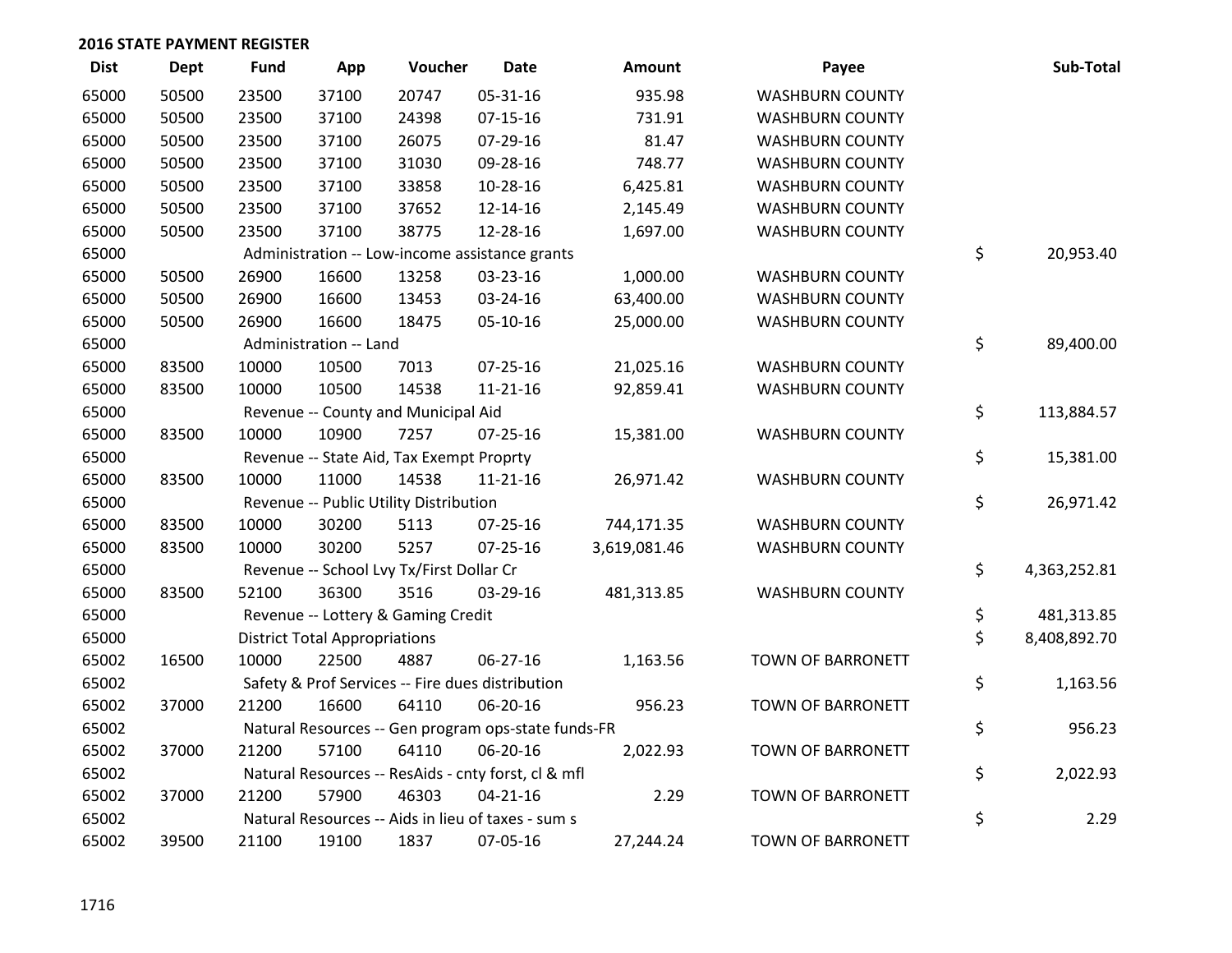## 2016 STATE PAYMENT REGISTER

| Dist | Dept | Fund | App | Voucher | Date | Amount | Payee | Sub-Total |
|---|---|---|---|---|---|---|---|---|
| 65000 | 50500 | 23500 | 37100 | 20747 | 05-31-16 | 935.98 | WASHBURN COUNTY | |
| 65000 | 50500 | 23500 | 37100 | 24398 | 07-15-16 | 731.91 | WASHBURN COUNTY | |
| 65000 | 50500 | 23500 | 37100 | 26075 | 07-29-16 | 81.47 | WASHBURN COUNTY | |
| 65000 | 50500 | 23500 | 37100 | 31030 | 09-28-16 | 748.77 | WASHBURN COUNTY | |
| 65000 | 50500 | 23500 | 37100 | 33858 | 10-28-16 | 6,425.81 | WASHBURN COUNTY | |
| 65000 | 50500 | 23500 | 37100 | 37652 | 12-14-16 | 2,145.49 | WASHBURN COUNTY | |
| 65000 | 50500 | 23500 | 37100 | 38775 | 12-28-16 | 1,697.00 | WASHBURN COUNTY | |
| 65000 | | Administration -- Low-income assistance grants | | | | | | $ 20,953.40 |
| 65000 | 50500 | 26900 | 16600 | 13258 | 03-23-16 | 1,000.00 | WASHBURN COUNTY | |
| 65000 | 50500 | 26900 | 16600 | 13453 | 03-24-16 | 63,400.00 | WASHBURN COUNTY | |
| 65000 | 50500 | 26900 | 16600 | 18475 | 05-10-16 | 25,000.00 | WASHBURN COUNTY | |
| 65000 | | Administration -- Land | | | | | | $ 89,400.00 |
| 65000 | 83500 | 10000 | 10500 | 7013 | 07-25-16 | 21,025.16 | WASHBURN COUNTY | |
| 65000 | 83500 | 10000 | 10500 | 14538 | 11-21-16 | 92,859.41 | WASHBURN COUNTY | |
| 65000 | | Revenue -- County and Municipal Aid | | | | | | $ 113,884.57 |
| 65000 | 83500 | 10000 | 10900 | 7257 | 07-25-16 | 15,381.00 | WASHBURN COUNTY | |
| 65000 | | Revenue -- State Aid, Tax Exempt Proprty | | | | | | $ 15,381.00 |
| 65000 | 83500 | 10000 | 11000 | 14538 | 11-21-16 | 26,971.42 | WASHBURN COUNTY | |
| 65000 | | Revenue -- Public Utility Distribution | | | | | | $ 26,971.42 |
| 65000 | 83500 | 10000 | 30200 | 5113 | 07-25-16 | 744,171.35 | WASHBURN COUNTY | |
| 65000 | 83500 | 10000 | 30200 | 5257 | 07-25-16 | 3,619,081.46 | WASHBURN COUNTY | |
| 65000 | | Revenue -- School Lvy Tx/First Dollar Cr | | | | | | $ 4,363,252.81 |
| 65000 | 83500 | 52100 | 36300 | 3516 | 03-29-16 | 481,313.85 | WASHBURN COUNTY | |
| 65000 | | Revenue -- Lottery & Gaming Credit | | | | | | $ 481,313.85 |
| 65000 | | District Total Appropriations | | | | | | $ 8,408,892.70 |
| 65002 | 16500 | 10000 | 22500 | 4887 | 06-27-16 | 1,163.56 | TOWN OF BARRONETT | |
| 65002 | | Safety & Prof Services -- Fire dues distribution | | | | | | $ 1,163.56 |
| 65002 | 37000 | 21200 | 16600 | 64110 | 06-20-16 | 956.23 | TOWN OF BARRONETT | |
| 65002 | | Natural Resources -- Gen program ops-state funds-FR | | | | | | $ 956.23 |
| 65002 | 37000 | 21200 | 57100 | 64110 | 06-20-16 | 2,022.93 | TOWN OF BARRONETT | |
| 65002 | | Natural Resources -- ResAids - cnty forst, cl & mfl | | | | | | $ 2,022.93 |
| 65002 | 37000 | 21200 | 57900 | 46303 | 04-21-16 | 2.29 | TOWN OF BARRONETT | |
| 65002 | | Natural Resources -- Aids in lieu of taxes - sum s | | | | | | $ 2.29 |
| 65002 | 39500 | 21100 | 19100 | 1837 | 07-05-16 | 27,244.24 | TOWN OF BARRONETT | |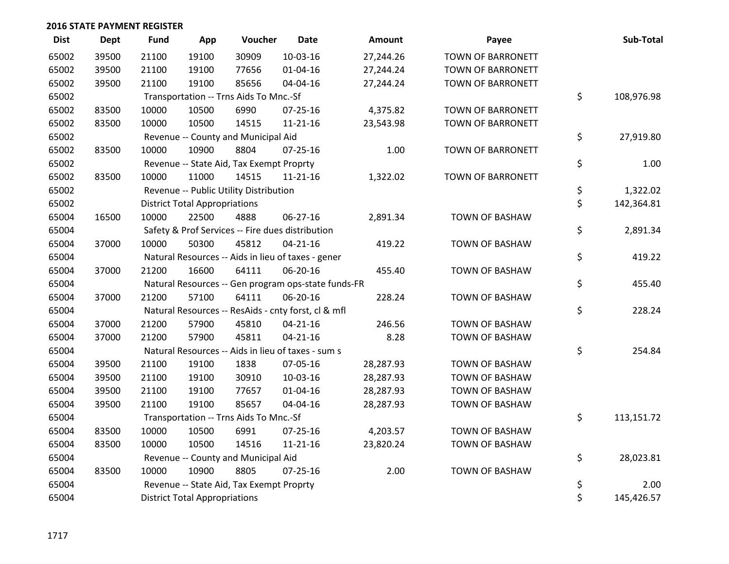**2016 STATE PAYMENT REGISTER**

| Dist | Dept | Fund | App | Voucher | Date | Amount | Payee | Sub-Total |
|---|---|---|---|---|---|---|---|---|
| 65002 | 39500 | 21100 | 19100 | 30909 | 10-03-16 | 27,244.26 | TOWN OF BARRONETT | |
| 65002 | 39500 | 21100 | 19100 | 77656 | 01-04-16 | 27,244.24 | TOWN OF BARRONETT | |
| 65002 | 39500 | 21100 | 19100 | 85656 | 04-04-16 | 27,244.24 | TOWN OF BARRONETT | |
| 65002 | | Transportation -- Trns Aids To Mnc.-Sf | | | | | | $ 108,976.98 |
| 65002 | 83500 | 10000 | 10500 | 6990 | 07-25-16 | 4,375.82 | TOWN OF BARRONETT | |
| 65002 | 83500 | 10000 | 10500 | 14515 | 11-21-16 | 23,543.98 | TOWN OF BARRONETT | |
| 65002 | | Revenue -- County and Municipal Aid | | | | | | $ 27,919.80 |
| 65002 | 83500 | 10000 | 10900 | 8804 | 07-25-16 | 1.00 | TOWN OF BARRONETT | |
| 65002 | | Revenue -- State Aid, Tax Exempt Proprty | | | | | | $ 1.00 |
| 65002 | 83500 | 10000 | 11000 | 14515 | 11-21-16 | 1,322.02 | TOWN OF BARRONETT | |
| 65002 | | Revenue -- Public Utility Distribution | | | | | | $ 1,322.02 |
| 65002 | | District Total Appropriations | | | | | | $ 142,364.81 |
| 65004 | 16500 | 10000 | 22500 | 4888 | 06-27-16 | 2,891.34 | TOWN OF BASHAW | |
| 65004 | | Safety & Prof Services -- Fire dues distribution | | | | | | $ 2,891.34 |
| 65004 | 37000 | 10000 | 50300 | 45812 | 04-21-16 | 419.22 | TOWN OF BASHAW | |
| 65004 | | Natural Resources -- Aids in lieu of taxes - gener | | | | | | $ 419.22 |
| 65004 | 37000 | 21200 | 16600 | 64111 | 06-20-16 | 455.40 | TOWN OF BASHAW | |
| 65004 | | Natural Resources -- Gen program ops-state funds-FR | | | | | | $ 455.40 |
| 65004 | 37000 | 21200 | 57100 | 64111 | 06-20-16 | 228.24 | TOWN OF BASHAW | |
| 65004 | | Natural Resources -- ResAids - cnty forst, cl & mfl | | | | | | $ 228.24 |
| 65004 | 37000 | 21200 | 57900 | 45810 | 04-21-16 | 246.56 | TOWN OF BASHAW | |
| 65004 | 37000 | 21200 | 57900 | 45811 | 04-21-16 | 8.28 | TOWN OF BASHAW | |
| 65004 | | Natural Resources -- Aids in lieu of taxes - sum s | | | | | | $ 254.84 |
| 65004 | 39500 | 21100 | 19100 | 1838 | 07-05-16 | 28,287.93 | TOWN OF BASHAW | |
| 65004 | 39500 | 21100 | 19100 | 30910 | 10-03-16 | 28,287.93 | TOWN OF BASHAW | |
| 65004 | 39500 | 21100 | 19100 | 77657 | 01-04-16 | 28,287.93 | TOWN OF BASHAW | |
| 65004 | 39500 | 21100 | 19100 | 85657 | 04-04-16 | 28,287.93 | TOWN OF BASHAW | |
| 65004 | | Transportation -- Trns Aids To Mnc.-Sf | | | | | | $ 113,151.72 |
| 65004 | 83500 | 10000 | 10500 | 6991 | 07-25-16 | 4,203.57 | TOWN OF BASHAW | |
| 65004 | 83500 | 10000 | 10500 | 14516 | 11-21-16 | 23,820.24 | TOWN OF BASHAW | |
| 65004 | | Revenue -- County and Municipal Aid | | | | | | $ 28,023.81 |
| 65004 | 83500 | 10000 | 10900 | 8805 | 07-25-16 | 2.00 | TOWN OF BASHAW | |
| 65004 | | Revenue -- State Aid, Tax Exempt Proprty | | | | | | $ 2.00 |
| 65004 | | District Total Appropriations | | | | | | $ 145,426.57 |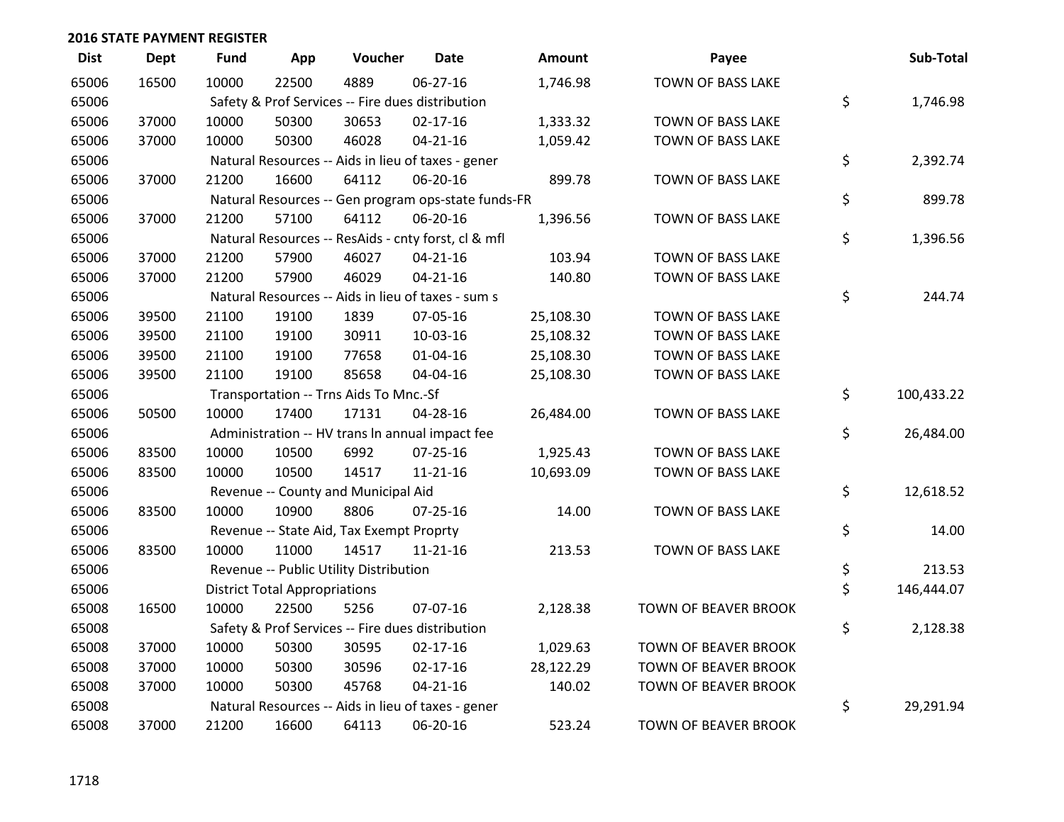## 2016 STATE PAYMENT REGISTER

| Dist | Dept | Fund | App | Voucher | Date | Amount | Payee | Sub-Total |
|---|---|---|---|---|---|---|---|---|
| 65006 | 16500 | 10000 | 22500 | 4889 | 06-27-16 | 1,746.98 | TOWN OF BASS LAKE | |
| 65006 | | Safety & Prof Services -- Fire dues distribution | | | | | | $ 1,746.98 |
| 65006 | 37000 | 10000 | 50300 | 30653 | 02-17-16 | 1,333.32 | TOWN OF BASS LAKE | |
| 65006 | 37000 | 10000 | 50300 | 46028 | 04-21-16 | 1,059.42 | TOWN OF BASS LAKE | |
| 65006 | | Natural Resources -- Aids in lieu of taxes - gener | | | | | | $ 2,392.74 |
| 65006 | 37000 | 21200 | 16600 | 64112 | 06-20-16 | 899.78 | TOWN OF BASS LAKE | |
| 65006 | | Natural Resources -- Gen program ops-state funds-FR | | | | | | $ 899.78 |
| 65006 | 37000 | 21200 | 57100 | 64112 | 06-20-16 | 1,396.56 | TOWN OF BASS LAKE | |
| 65006 | | Natural Resources -- ResAids - cnty forst, cl & mfl | | | | | | $ 1,396.56 |
| 65006 | 37000 | 21200 | 57900 | 46027 | 04-21-16 | 103.94 | TOWN OF BASS LAKE | |
| 65006 | 37000 | 21200 | 57900 | 46029 | 04-21-16 | 140.80 | TOWN OF BASS LAKE | |
| 65006 | | Natural Resources -- Aids in lieu of taxes - sum s | | | | | | $ 244.74 |
| 65006 | 39500 | 21100 | 19100 | 1839 | 07-05-16 | 25,108.30 | TOWN OF BASS LAKE | |
| 65006 | 39500 | 21100 | 19100 | 30911 | 10-03-16 | 25,108.32 | TOWN OF BASS LAKE | |
| 65006 | 39500 | 21100 | 19100 | 77658 | 01-04-16 | 25,108.30 | TOWN OF BASS LAKE | |
| 65006 | 39500 | 21100 | 19100 | 85658 | 04-04-16 | 25,108.30 | TOWN OF BASS LAKE | |
| 65006 | | Transportation -- Trns Aids To Mnc.-Sf | | | | | | $ 100,433.22 |
| 65006 | 50500 | 10000 | 17400 | 17131 | 04-28-16 | 26,484.00 | TOWN OF BASS LAKE | |
| 65006 | | Administration -- HV trans ln annual impact fee | | | | | | $ 26,484.00 |
| 65006 | 83500 | 10000 | 10500 | 6992 | 07-25-16 | 1,925.43 | TOWN OF BASS LAKE | |
| 65006 | 83500 | 10000 | 10500 | 14517 | 11-21-16 | 10,693.09 | TOWN OF BASS LAKE | |
| 65006 | | Revenue -- County and Municipal Aid | | | | | | $ 12,618.52 |
| 65006 | 83500 | 10000 | 10900 | 8806 | 07-25-16 | 14.00 | TOWN OF BASS LAKE | |
| 65006 | | Revenue -- State Aid, Tax Exempt Proprty | | | | | | $ 14.00 |
| 65006 | 83500 | 10000 | 11000 | 14517 | 11-21-16 | 213.53 | TOWN OF BASS LAKE | |
| 65006 | | Revenue -- Public Utility Distribution | | | | | | $ 213.53 |
| 65006 | | District Total Appropriations | | | | | | $ 146,444.07 |
| 65008 | 16500 | 10000 | 22500 | 5256 | 07-07-16 | 2,128.38 | TOWN OF BEAVER BROOK | |
| 65008 | | Safety & Prof Services -- Fire dues distribution | | | | | | $ 2,128.38 |
| 65008 | 37000 | 10000 | 50300 | 30595 | 02-17-16 | 1,029.63 | TOWN OF BEAVER BROOK | |
| 65008 | 37000 | 10000 | 50300 | 30596 | 02-17-16 | 28,122.29 | TOWN OF BEAVER BROOK | |
| 65008 | 37000 | 10000 | 50300 | 45768 | 04-21-16 | 140.02 | TOWN OF BEAVER BROOK | |
| 65008 | | Natural Resources -- Aids in lieu of taxes - gener | | | | | | $ 29,291.94 |
| 65008 | 37000 | 21200 | 16600 | 64113 | 06-20-16 | 523.24 | TOWN OF BEAVER BROOK | |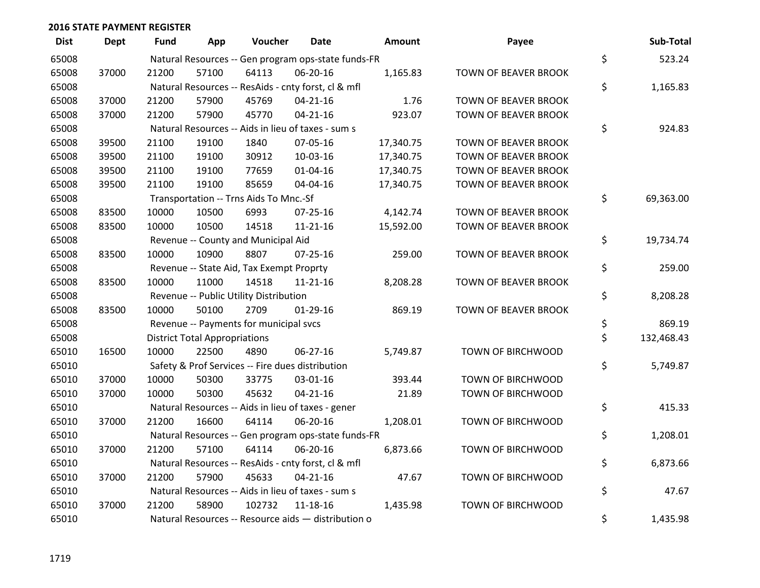## 2016 STATE PAYMENT REGISTER

| Dist | Dept | Fund | App | Voucher | Date | Amount | Payee | Sub-Total |
|---|---|---|---|---|---|---|---|---|
| 65008 | | Natural Resources -- Gen program ops-state funds-FR | | | | | | $ 523.24 |
| 65008 | 37000 | 21200 | 57100 | 64113 | 06-20-16 | 1,165.83 | TOWN OF BEAVER BROOK | |
| 65008 | | Natural Resources -- ResAids - cnty forst, cl & mfl | | | | | | $ 1,165.83 |
| 65008 | 37000 | 21200 | 57900 | 45769 | 04-21-16 | 1.76 | TOWN OF BEAVER BROOK | |
| 65008 | 37000 | 21200 | 57900 | 45770 | 04-21-16 | 923.07 | TOWN OF BEAVER BROOK | |
| 65008 | | Natural Resources -- Aids in lieu of taxes - sum s | | | | | | $ 924.83 |
| 65008 | 39500 | 21100 | 19100 | 1840 | 07-05-16 | 17,340.75 | TOWN OF BEAVER BROOK | |
| 65008 | 39500 | 21100 | 19100 | 30912 | 10-03-16 | 17,340.75 | TOWN OF BEAVER BROOK | |
| 65008 | 39500 | 21100 | 19100 | 77659 | 01-04-16 | 17,340.75 | TOWN OF BEAVER BROOK | |
| 65008 | 39500 | 21100 | 19100 | 85659 | 04-04-16 | 17,340.75 | TOWN OF BEAVER BROOK | |
| 65008 | | Transportation -- Trns Aids To Mnc.-Sf | | | | | | $ 69,363.00 |
| 65008 | 83500 | 10000 | 10500 | 6993 | 07-25-16 | 4,142.74 | TOWN OF BEAVER BROOK | |
| 65008 | 83500 | 10000 | 10500 | 14518 | 11-21-16 | 15,592.00 | TOWN OF BEAVER BROOK | |
| 65008 | | Revenue -- County and Municipal Aid | | | | | | $ 19,734.74 |
| 65008 | 83500 | 10000 | 10900 | 8807 | 07-25-16 | 259.00 | TOWN OF BEAVER BROOK | |
| 65008 | | Revenue -- State Aid, Tax Exempt Proprty | | | | | | $ 259.00 |
| 65008 | 83500 | 10000 | 11000 | 14518 | 11-21-16 | 8,208.28 | TOWN OF BEAVER BROOK | |
| 65008 | | Revenue -- Public Utility Distribution | | | | | | $ 8,208.28 |
| 65008 | 83500 | 10000 | 50100 | 2709 | 01-29-16 | 869.19 | TOWN OF BEAVER BROOK | |
| 65008 | | Revenue -- Payments for municipal svcs | | | | | | $ 869.19 |
| 65008 | | District Total Appropriations | | | | | | $ 132,468.43 |
| 65010 | 16500 | 10000 | 22500 | 4890 | 06-27-16 | 5,749.87 | TOWN OF BIRCHWOOD | |
| 65010 | | Safety & Prof Services -- Fire dues distribution | | | | | | $ 5,749.87 |
| 65010 | 37000 | 10000 | 50300 | 33775 | 03-01-16 | 393.44 | TOWN OF BIRCHWOOD | |
| 65010 | 37000 | 10000 | 50300 | 45632 | 04-21-16 | 21.89 | TOWN OF BIRCHWOOD | |
| 65010 | | Natural Resources -- Aids in lieu of taxes - gener | | | | | | $ 415.33 |
| 65010 | 37000 | 21200 | 16600 | 64114 | 06-20-16 | 1,208.01 | TOWN OF BIRCHWOOD | |
| 65010 | | Natural Resources -- Gen program ops-state funds-FR | | | | | | $ 1,208.01 |
| 65010 | 37000 | 21200 | 57100 | 64114 | 06-20-16 | 6,873.66 | TOWN OF BIRCHWOOD | |
| 65010 | | Natural Resources -- ResAids - cnty forst, cl & mfl | | | | | | $ 6,873.66 |
| 65010 | 37000 | 21200 | 57900 | 45633 | 04-21-16 | 47.67 | TOWN OF BIRCHWOOD | |
| 65010 | | Natural Resources -- Aids in lieu of taxes - sum s | | | | | | $ 47.67 |
| 65010 | 37000 | 21200 | 58900 | 102732 | 11-18-16 | 1,435.98 | TOWN OF BIRCHWOOD | |
| 65010 | | Natural Resources -- Resource aids — distribution o | | | | | | $ 1,435.98 |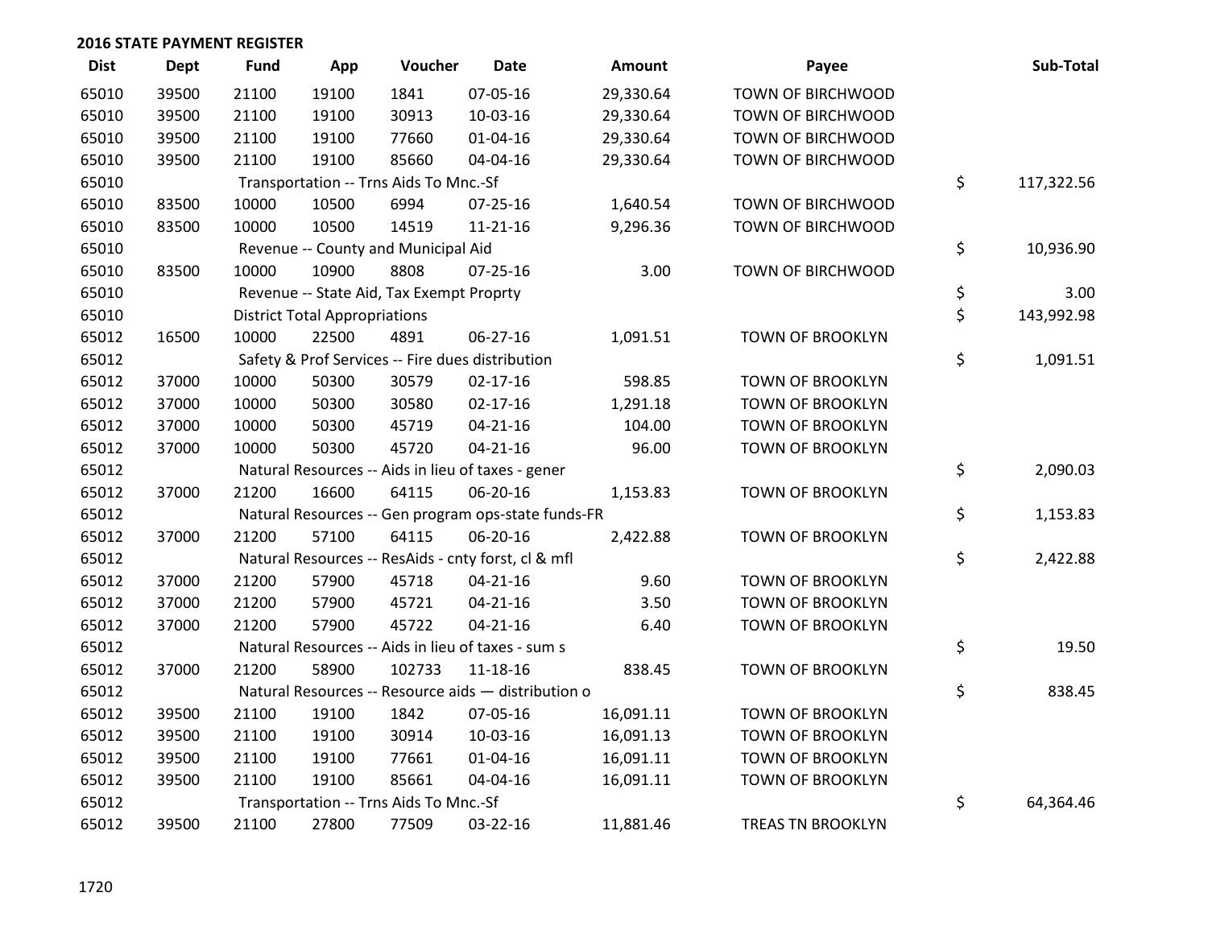## 2016 STATE PAYMENT REGISTER

| Dist | Dept | Fund | App | Voucher | Date | Amount | Payee | Sub-Total |
|---|---|---|---|---|---|---|---|---|
| 65010 | 39500 | 21100 | 19100 | 1841 | 07-05-16 | 29,330.64 | TOWN OF BIRCHWOOD | |
| 65010 | 39500 | 21100 | 19100 | 30913 | 10-03-16 | 29,330.64 | TOWN OF BIRCHWOOD | |
| 65010 | 39500 | 21100 | 19100 | 77660 | 01-04-16 | 29,330.64 | TOWN OF BIRCHWOOD | |
| 65010 | 39500 | 21100 | 19100 | 85660 | 04-04-16 | 29,330.64 | TOWN OF BIRCHWOOD | |
| 65010 | | Transportation -- Trns Aids To Mnc.-Sf | | | | | | $ 117,322.56 |
| 65010 | 83500 | 10000 | 10500 | 6994 | 07-25-16 | 1,640.54 | TOWN OF BIRCHWOOD | |
| 65010 | 83500 | 10000 | 10500 | 14519 | 11-21-16 | 9,296.36 | TOWN OF BIRCHWOOD | |
| 65010 | | Revenue -- County and Municipal Aid | | | | | | $ 10,936.90 |
| 65010 | 83500 | 10000 | 10900 | 8808 | 07-25-16 | 3.00 | TOWN OF BIRCHWOOD | |
| 65010 | | Revenue -- State Aid, Tax Exempt Proprty | | | | | | $ 3.00 |
| 65010 | | District Total Appropriations | | | | | | $ 143,992.98 |
| 65012 | 16500 | 10000 | 22500 | 4891 | 06-27-16 | 1,091.51 | TOWN OF BROOKLYN | |
| 65012 | | Safety & Prof Services -- Fire dues distribution | | | | | | $ 1,091.51 |
| 65012 | 37000 | 10000 | 50300 | 30579 | 02-17-16 | 598.85 | TOWN OF BROOKLYN | |
| 65012 | 37000 | 10000 | 50300 | 30580 | 02-17-16 | 1,291.18 | TOWN OF BROOKLYN | |
| 65012 | 37000 | 10000 | 50300 | 45719 | 04-21-16 | 104.00 | TOWN OF BROOKLYN | |
| 65012 | 37000 | 10000 | 50300 | 45720 | 04-21-16 | 96.00 | TOWN OF BROOKLYN | |
| 65012 | | Natural Resources -- Aids in lieu of taxes - gener | | | | | | $ 2,090.03 |
| 65012 | 37000 | 21200 | 16600 | 64115 | 06-20-16 | 1,153.83 | TOWN OF BROOKLYN | |
| 65012 | | Natural Resources -- Gen program ops-state funds-FR | | | | | | $ 1,153.83 |
| 65012 | 37000 | 21200 | 57100 | 64115 | 06-20-16 | 2,422.88 | TOWN OF BROOKLYN | |
| 65012 | | Natural Resources -- ResAids - cnty forst, cl & mfl | | | | | | $ 2,422.88 |
| 65012 | 37000 | 21200 | 57900 | 45718 | 04-21-16 | 9.60 | TOWN OF BROOKLYN | |
| 65012 | 37000 | 21200 | 57900 | 45721 | 04-21-16 | 3.50 | TOWN OF BROOKLYN | |
| 65012 | 37000 | 21200 | 57900 | 45722 | 04-21-16 | 6.40 | TOWN OF BROOKLYN | |
| 65012 | | Natural Resources -- Aids in lieu of taxes - sum s | | | | | | $ 19.50 |
| 65012 | 37000 | 21200 | 58900 | 102733 | 11-18-16 | 838.45 | TOWN OF BROOKLYN | |
| 65012 | | Natural Resources -- Resource aids — distribution o | | | | | | $ 838.45 |
| 65012 | 39500 | 21100 | 19100 | 1842 | 07-05-16 | 16,091.11 | TOWN OF BROOKLYN | |
| 65012 | 39500 | 21100 | 19100 | 30914 | 10-03-16 | 16,091.13 | TOWN OF BROOKLYN | |
| 65012 | 39500 | 21100 | 19100 | 77661 | 01-04-16 | 16,091.11 | TOWN OF BROOKLYN | |
| 65012 | 39500 | 21100 | 19100 | 85661 | 04-04-16 | 16,091.11 | TOWN OF BROOKLYN | |
| 65012 | | Transportation -- Trns Aids To Mnc.-Sf | | | | | | $ 64,364.46 |
| 65012 | 39500 | 21100 | 27800 | 77509 | 03-22-16 | 11,881.46 | TREAS TN BROOKLYN | |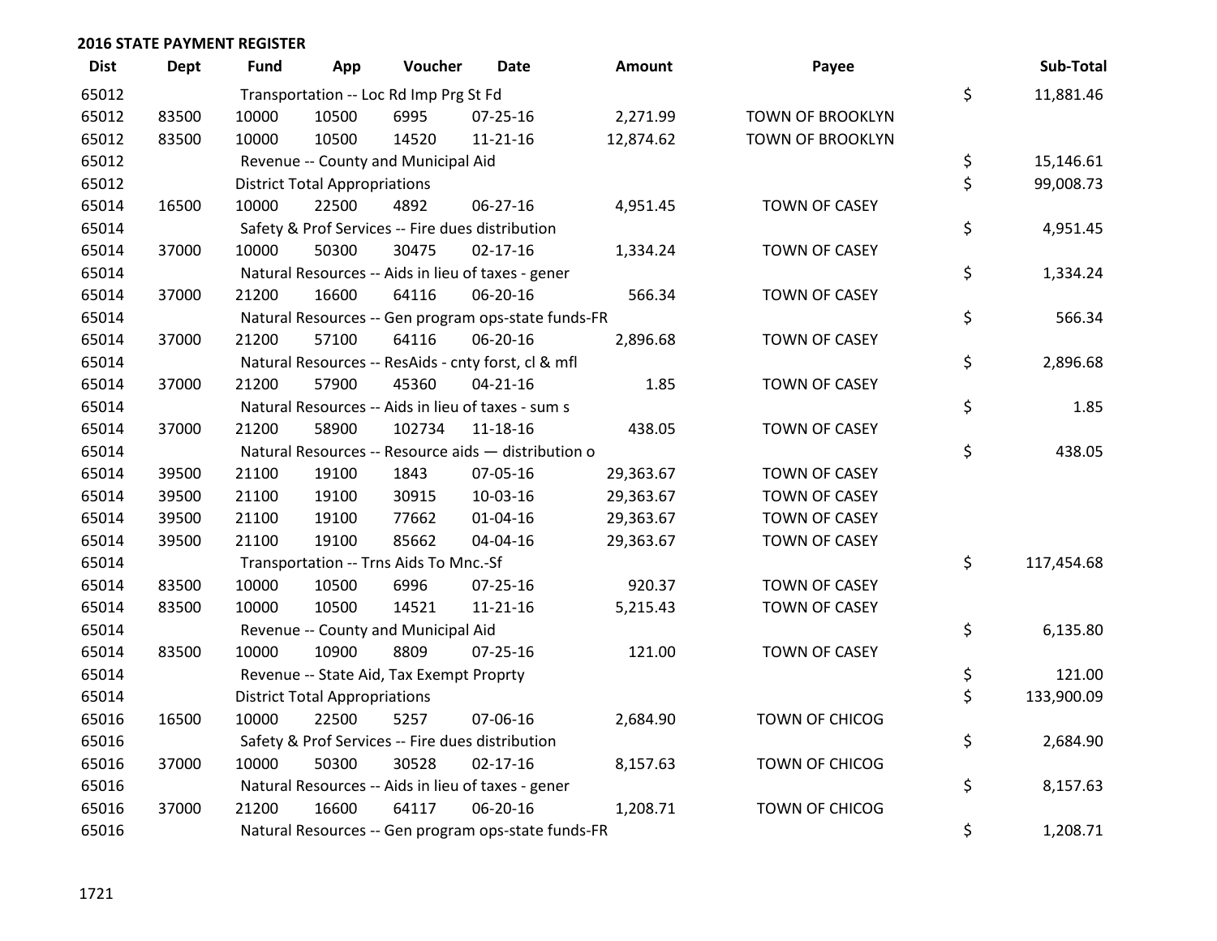## 2016 STATE PAYMENT REGISTER

| Dist | Dept | Fund | App | Voucher | Date | Amount | Payee | | Sub-Total |
|---|---|---|---|---|---|---|---|---|---|
| 65012 | | Transportation -- Loc Rd Imp Prg St Fd | | | | | | $ | 11,881.46 |
| 65012 | 83500 | 10000 | 10500 | 6995 | 07-25-16 | 2,271.99 | TOWN OF BROOKLYN | | |
| 65012 | 83500 | 10000 | 10500 | 14520 | 11-21-16 | 12,874.62 | TOWN OF BROOKLYN | | |
| 65012 | | Revenue -- County and Municipal Aid | | | | | | $ | 15,146.61 |
| 65012 | | District Total Appropriations | | | | | | $ | 99,008.73 |
| 65014 | 16500 | 10000 | 22500 | 4892 | 06-27-16 | 4,951.45 | TOWN OF CASEY | | |
| 65014 | | Safety & Prof Services -- Fire dues distribution | | | | | | $ | 4,951.45 |
| 65014 | 37000 | 10000 | 50300 | 30475 | 02-17-16 | 1,334.24 | TOWN OF CASEY | | |
| 65014 | | Natural Resources -- Aids in lieu of taxes - gener | | | | | | $ | 1,334.24 |
| 65014 | 37000 | 21200 | 16600 | 64116 | 06-20-16 | 566.34 | TOWN OF CASEY | | |
| 65014 | | Natural Resources -- Gen program ops-state funds-FR | | | | | | $ | 566.34 |
| 65014 | 37000 | 21200 | 57100 | 64116 | 06-20-16 | 2,896.68 | TOWN OF CASEY | | |
| 65014 | | Natural Resources -- ResAids - cnty forst, cl & mfl | | | | | | $ | 2,896.68 |
| 65014 | 37000 | 21200 | 57900 | 45360 | 04-21-16 | 1.85 | TOWN OF CASEY | | |
| 65014 | | Natural Resources -- Aids in lieu of taxes - sum s | | | | | | $ | 1.85 |
| 65014 | 37000 | 21200 | 58900 | 102734 | 11-18-16 | 438.05 | TOWN OF CASEY | | |
| 65014 | | Natural Resources -- Resource aids — distribution o | | | | | | $ | 438.05 |
| 65014 | 39500 | 21100 | 19100 | 1843 | 07-05-16 | 29,363.67 | TOWN OF CASEY | | |
| 65014 | 39500 | 21100 | 19100 | 30915 | 10-03-16 | 29,363.67 | TOWN OF CASEY | | |
| 65014 | 39500 | 21100 | 19100 | 77662 | 01-04-16 | 29,363.67 | TOWN OF CASEY | | |
| 65014 | 39500 | 21100 | 19100 | 85662 | 04-04-16 | 29,363.67 | TOWN OF CASEY | | |
| 65014 | | Transportation -- Trns Aids To Mnc.-Sf | | | | | | $ | 117,454.68 |
| 65014 | 83500 | 10000 | 10500 | 6996 | 07-25-16 | 920.37 | TOWN OF CASEY | | |
| 65014 | 83500 | 10000 | 10500 | 14521 | 11-21-16 | 5,215.43 | TOWN OF CASEY | | |
| 65014 | | Revenue -- County and Municipal Aid | | | | | | $ | 6,135.80 |
| 65014 | 83500 | 10000 | 10900 | 8809 | 07-25-16 | 121.00 | TOWN OF CASEY | | |
| 65014 | | Revenue -- State Aid, Tax Exempt Proprty | | | | | | $ | 121.00 |
| 65014 | | District Total Appropriations | | | | | | $ | 133,900.09 |
| 65016 | 16500 | 10000 | 22500 | 5257 | 07-06-16 | 2,684.90 | TOWN OF CHICOG | | |
| 65016 | | Safety & Prof Services -- Fire dues distribution | | | | | | $ | 2,684.90 |
| 65016 | 37000 | 10000 | 50300 | 30528 | 02-17-16 | 8,157.63 | TOWN OF CHICOG | | |
| 65016 | | Natural Resources -- Aids in lieu of taxes - gener | | | | | | $ | 8,157.63 |
| 65016 | 37000 | 21200 | 16600 | 64117 | 06-20-16 | 1,208.71 | TOWN OF CHICOG | | |
| 65016 | | Natural Resources -- Gen program ops-state funds-FR | | | | | | $ | 1,208.71 |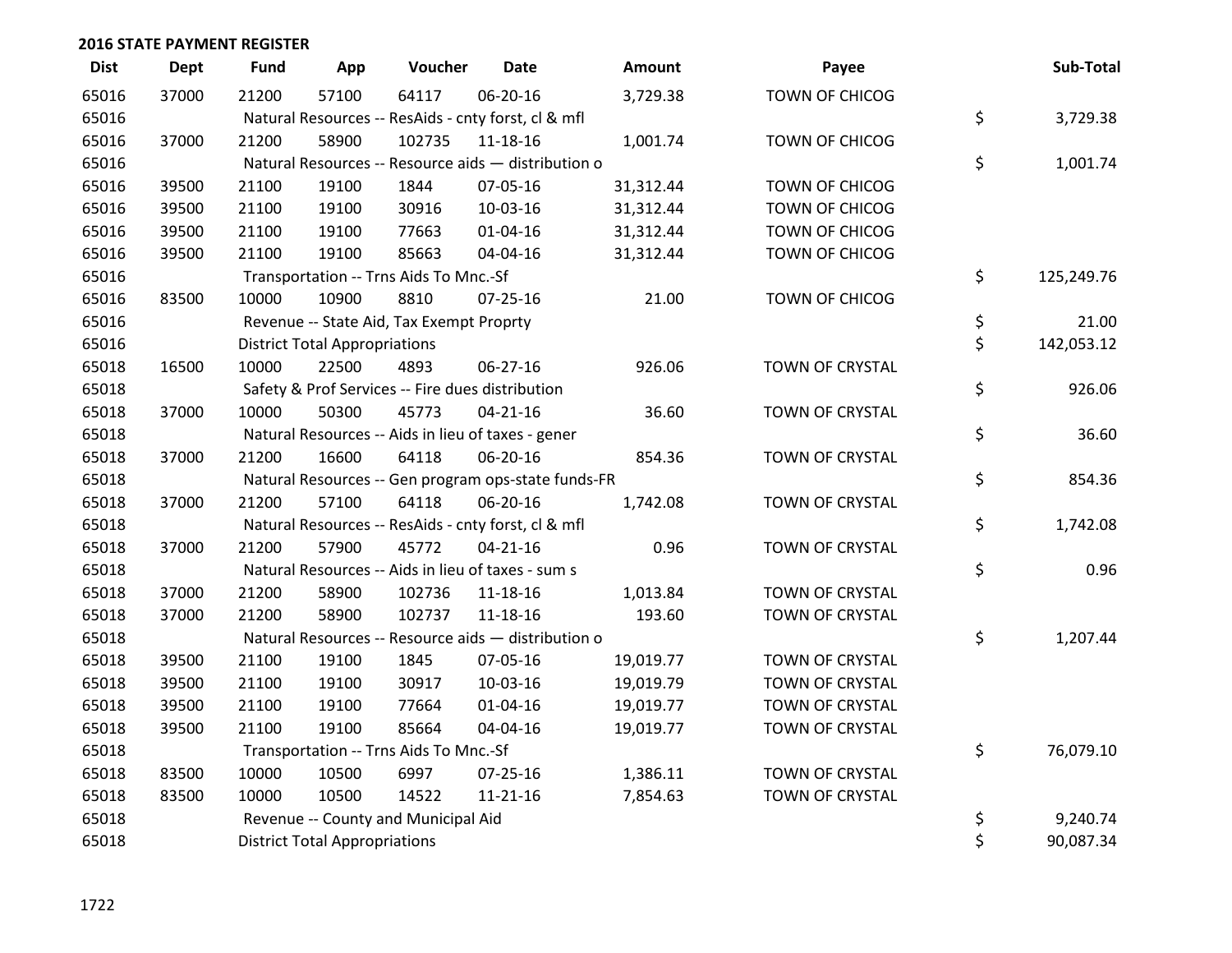## 2016 STATE PAYMENT REGISTER

| Dist | Dept | Fund | App | Voucher | Date | Amount | Payee | Sub-Total |
|---|---|---|---|---|---|---|---|---|
| 65016 | 37000 | 21200 | 57100 | 64117 | 06-20-16 | 3,729.38 | TOWN OF CHICOG | |
| 65016 | | Natural Resources -- ResAids - cnty forst, cl & mfl | | | | | | $ 3,729.38 |
| 65016 | 37000 | 21200 | 58900 | 102735 | 11-18-16 | 1,001.74 | TOWN OF CHICOG | |
| 65016 | | Natural Resources -- Resource aids — distribution o | | | | | | $ 1,001.74 |
| 65016 | 39500 | 21100 | 19100 | 1844 | 07-05-16 | 31,312.44 | TOWN OF CHICOG | |
| 65016 | 39500 | 21100 | 19100 | 30916 | 10-03-16 | 31,312.44 | TOWN OF CHICOG | |
| 65016 | 39500 | 21100 | 19100 | 77663 | 01-04-16 | 31,312.44 | TOWN OF CHICOG | |
| 65016 | 39500 | 21100 | 19100 | 85663 | 04-04-16 | 31,312.44 | TOWN OF CHICOG | |
| 65016 | | Transportation -- Trns Aids To Mnc.-Sf | | | | | | $ 125,249.76 |
| 65016 | 83500 | 10000 | 10900 | 8810 | 07-25-16 | 21.00 | TOWN OF CHICOG | |
| 65016 | | Revenue -- State Aid, Tax Exempt Proprty | | | | | | $ 21.00 |
| 65016 | | District Total Appropriations | | | | | | $ 142,053.12 |
| 65018 | 16500 | 10000 | 22500 | 4893 | 06-27-16 | 926.06 | TOWN OF CRYSTAL | |
| 65018 | | Safety & Prof Services -- Fire dues distribution | | | | | | $ 926.06 |
| 65018 | 37000 | 10000 | 50300 | 45773 | 04-21-16 | 36.60 | TOWN OF CRYSTAL | |
| 65018 | | Natural Resources -- Aids in lieu of taxes - gener | | | | | | $ 36.60 |
| 65018 | 37000 | 21200 | 16600 | 64118 | 06-20-16 | 854.36 | TOWN OF CRYSTAL | |
| 65018 | | Natural Resources -- Gen program ops-state funds-FR | | | | | | $ 854.36 |
| 65018 | 37000 | 21200 | 57100 | 64118 | 06-20-16 | 1,742.08 | TOWN OF CRYSTAL | |
| 65018 | | Natural Resources -- ResAids - cnty forst, cl & mfl | | | | | | $ 1,742.08 |
| 65018 | 37000 | 21200 | 57900 | 45772 | 04-21-16 | 0.96 | TOWN OF CRYSTAL | |
| 65018 | | Natural Resources -- Aids in lieu of taxes - sum s | | | | | | $ 0.96 |
| 65018 | 37000 | 21200 | 58900 | 102736 | 11-18-16 | 1,013.84 | TOWN OF CRYSTAL | |
| 65018 | 37000 | 21200 | 58900 | 102737 | 11-18-16 | 193.60 | TOWN OF CRYSTAL | |
| 65018 | | Natural Resources -- Resource aids — distribution o | | | | | | $ 1,207.44 |
| 65018 | 39500 | 21100 | 19100 | 1845 | 07-05-16 | 19,019.77 | TOWN OF CRYSTAL | |
| 65018 | 39500 | 21100 | 19100 | 30917 | 10-03-16 | 19,019.79 | TOWN OF CRYSTAL | |
| 65018 | 39500 | 21100 | 19100 | 77664 | 01-04-16 | 19,019.77 | TOWN OF CRYSTAL | |
| 65018 | 39500 | 21100 | 19100 | 85664 | 04-04-16 | 19,019.77 | TOWN OF CRYSTAL | |
| 65018 | | Transportation -- Trns Aids To Mnc.-Sf | | | | | | $ 76,079.10 |
| 65018 | 83500 | 10000 | 10500 | 6997 | 07-25-16 | 1,386.11 | TOWN OF CRYSTAL | |
| 65018 | 83500 | 10000 | 10500 | 14522 | 11-21-16 | 7,854.63 | TOWN OF CRYSTAL | |
| 65018 | | Revenue -- County and Municipal Aid | | | | | | $ 9,240.74 |
| 65018 | | District Total Appropriations | | | | | | $ 90,087.34 |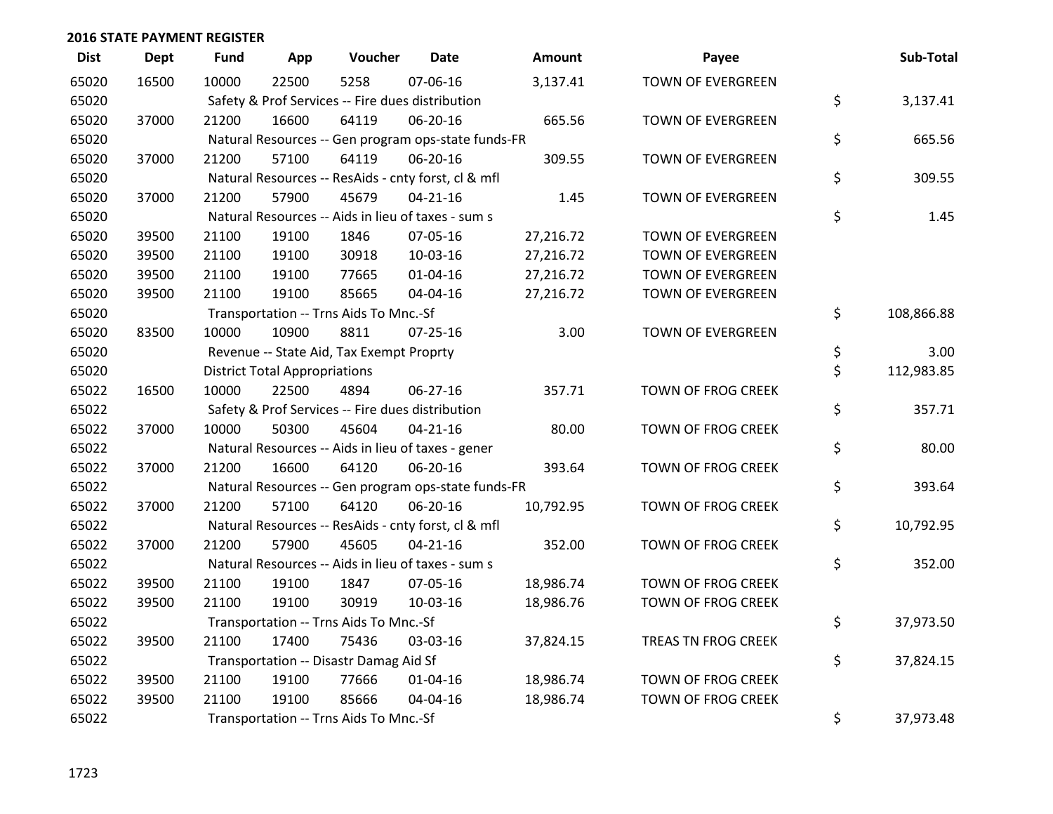## 2016 STATE PAYMENT REGISTER

| Dist | Dept | Fund | App | Voucher | Date | Amount | Payee | Sub-Total |
|---|---|---|---|---|---|---|---|---|
| 65020 | 16500 | 10000 | 22500 | 5258 | 07-06-16 | 3,137.41 | TOWN OF EVERGREEN | |
| 65020 | | Safety & Prof Services -- Fire dues distribution | | | | | | $ 3,137.41 |
| 65020 | 37000 | 21200 | 16600 | 64119 | 06-20-16 | 665.56 | TOWN OF EVERGREEN | |
| 65020 | | Natural Resources -- Gen program ops-state funds-FR | | | | | | $ 665.56 |
| 65020 | 37000 | 21200 | 57100 | 64119 | 06-20-16 | 309.55 | TOWN OF EVERGREEN | |
| 65020 | | Natural Resources -- ResAids - cnty forst, cl & mfl | | | | | | $ 309.55 |
| 65020 | 37000 | 21200 | 57900 | 45679 | 04-21-16 | 1.45 | TOWN OF EVERGREEN | |
| 65020 | | Natural Resources -- Aids in lieu of taxes - sum s | | | | | | $ 1.45 |
| 65020 | 39500 | 21100 | 19100 | 1846 | 07-05-16 | 27,216.72 | TOWN OF EVERGREEN | |
| 65020 | 39500 | 21100 | 19100 | 30918 | 10-03-16 | 27,216.72 | TOWN OF EVERGREEN | |
| 65020 | 39500 | 21100 | 19100 | 77665 | 01-04-16 | 27,216.72 | TOWN OF EVERGREEN | |
| 65020 | 39500 | 21100 | 19100 | 85665 | 04-04-16 | 27,216.72 | TOWN OF EVERGREEN | |
| 65020 | | Transportation -- Trns Aids To Mnc.-Sf | | | | | | $ 108,866.88 |
| 65020 | 83500 | 10000 | 10900 | 8811 | 07-25-16 | 3.00 | TOWN OF EVERGREEN | |
| 65020 | | Revenue -- State Aid, Tax Exempt Proprty | | | | | | $ 3.00 |
| 65020 | | District Total Appropriations | | | | | | $ 112,983.85 |
| 65022 | 16500 | 10000 | 22500 | 4894 | 06-27-16 | 357.71 | TOWN OF FROG CREEK | |
| 65022 | | Safety & Prof Services -- Fire dues distribution | | | | | | $ 357.71 |
| 65022 | 37000 | 10000 | 50300 | 45604 | 04-21-16 | 80.00 | TOWN OF FROG CREEK | |
| 65022 | | Natural Resources -- Aids in lieu of taxes - gener | | | | | | $ 80.00 |
| 65022 | 37000 | 21200 | 16600 | 64120 | 06-20-16 | 393.64 | TOWN OF FROG CREEK | |
| 65022 | | Natural Resources -- Gen program ops-state funds-FR | | | | | | $ 393.64 |
| 65022 | 37000 | 21200 | 57100 | 64120 | 06-20-16 | 10,792.95 | TOWN OF FROG CREEK | |
| 65022 | | Natural Resources -- ResAids - cnty forst, cl & mfl | | | | | | $ 10,792.95 |
| 65022 | 37000 | 21200 | 57900 | 45605 | 04-21-16 | 352.00 | TOWN OF FROG CREEK | |
| 65022 | | Natural Resources -- Aids in lieu of taxes - sum s | | | | | | $ 352.00 |
| 65022 | 39500 | 21100 | 19100 | 1847 | 07-05-16 | 18,986.74 | TOWN OF FROG CREEK | |
| 65022 | 39500 | 21100 | 19100 | 30919 | 10-03-16 | 18,986.76 | TOWN OF FROG CREEK | |
| 65022 | | Transportation -- Trns Aids To Mnc.-Sf | | | | | | $ 37,973.50 |
| 65022 | 39500 | 21100 | 17400 | 75436 | 03-03-16 | 37,824.15 | TREAS TN FROG CREEK | |
| 65022 | | Transportation -- Disastr Damag Aid Sf | | | | | | $ 37,824.15 |
| 65022 | 39500 | 21100 | 19100 | 77666 | 01-04-16 | 18,986.74 | TOWN OF FROG CREEK | |
| 65022 | 39500 | 21100 | 19100 | 85666 | 04-04-16 | 18,986.74 | TOWN OF FROG CREEK | |
| 65022 | | Transportation -- Trns Aids To Mnc.-Sf | | | | | | $ 37,973.48 |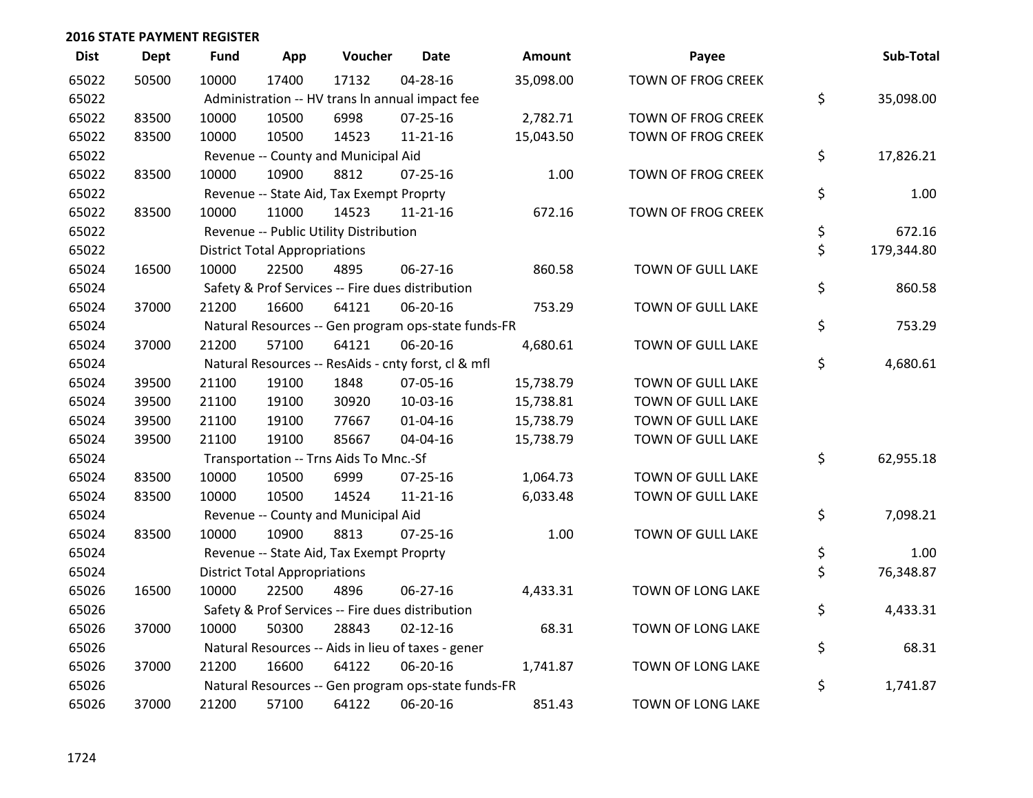## 2016 STATE PAYMENT REGISTER

| Dist | Dept | Fund | App | Voucher | Date | Amount | Payee | | Sub-Total |
|---|---|---|---|---|---|---|---|---|---|
| 65022 | 50500 | 10000 | 17400 | 17132 | 04-28-16 | 35,098.00 | TOWN OF FROG CREEK | | |
| 65022 | | Administration -- HV trans ln annual impact fee | | | | | | $ | 35,098.00 |
| 65022 | 83500 | 10000 | 10500 | 6998 | 07-25-16 | 2,782.71 | TOWN OF FROG CREEK | | |
| 65022 | 83500 | 10000 | 10500 | 14523 | 11-21-16 | 15,043.50 | TOWN OF FROG CREEK | | |
| 65022 | | Revenue -- County and Municipal Aid | | | | | | $ | 17,826.21 |
| 65022 | 83500 | 10000 | 10900 | 8812 | 07-25-16 | 1.00 | TOWN OF FROG CREEK | | |
| 65022 | | Revenue -- State Aid, Tax Exempt Proprty | | | | | | $ | 1.00 |
| 65022 | 83500 | 10000 | 11000 | 14523 | 11-21-16 | 672.16 | TOWN OF FROG CREEK | | |
| 65022 | | Revenue -- Public Utility Distribution | | | | | | $ | 672.16 |
| 65022 | | District Total Appropriations | | | | | | $ | 179,344.80 |
| 65024 | 16500 | 10000 | 22500 | 4895 | 06-27-16 | 860.58 | TOWN OF GULL LAKE | | |
| 65024 | | Safety & Prof Services -- Fire dues distribution | | | | | | $ | 860.58 |
| 65024 | 37000 | 21200 | 16600 | 64121 | 06-20-16 | 753.29 | TOWN OF GULL LAKE | | |
| 65024 | | Natural Resources -- Gen program ops-state funds-FR | | | | | | $ | 753.29 |
| 65024 | 37000 | 21200 | 57100 | 64121 | 06-20-16 | 4,680.61 | TOWN OF GULL LAKE | | |
| 65024 | | Natural Resources -- ResAids - cnty forst, cl & mfl | | | | | | $ | 4,680.61 |
| 65024 | 39500 | 21100 | 19100 | 1848 | 07-05-16 | 15,738.79 | TOWN OF GULL LAKE | | |
| 65024 | 39500 | 21100 | 19100 | 30920 | 10-03-16 | 15,738.81 | TOWN OF GULL LAKE | | |
| 65024 | 39500 | 21100 | 19100 | 77667 | 01-04-16 | 15,738.79 | TOWN OF GULL LAKE | | |
| 65024 | 39500 | 21100 | 19100 | 85667 | 04-04-16 | 15,738.79 | TOWN OF GULL LAKE | | |
| 65024 | | Transportation -- Trns Aids To Mnc.-Sf | | | | | | $ | 62,955.18 |
| 65024 | 83500 | 10000 | 10500 | 6999 | 07-25-16 | 1,064.73 | TOWN OF GULL LAKE | | |
| 65024 | 83500 | 10000 | 10500 | 14524 | 11-21-16 | 6,033.48 | TOWN OF GULL LAKE | | |
| 65024 | | Revenue -- County and Municipal Aid | | | | | | $ | 7,098.21 |
| 65024 | 83500 | 10000 | 10900 | 8813 | 07-25-16 | 1.00 | TOWN OF GULL LAKE | | |
| 65024 | | Revenue -- State Aid, Tax Exempt Proprty | | | | | | $ | 1.00 |
| 65024 | | District Total Appropriations | | | | | | $ | 76,348.87 |
| 65026 | 16500 | 10000 | 22500 | 4896 | 06-27-16 | 4,433.31 | TOWN OF LONG LAKE | | |
| 65026 | | Safety & Prof Services -- Fire dues distribution | | | | | | $ | 4,433.31 |
| 65026 | 37000 | 10000 | 50300 | 28843 | 02-12-16 | 68.31 | TOWN OF LONG LAKE | | |
| 65026 | | Natural Resources -- Aids in lieu of taxes - gener | | | | | | $ | 68.31 |
| 65026 | 37000 | 21200 | 16600 | 64122 | 06-20-16 | 1,741.87 | TOWN OF LONG LAKE | | |
| 65026 | | Natural Resources -- Gen program ops-state funds-FR | | | | | | $ | 1,741.87 |
| 65026 | 37000 | 21200 | 57100 | 64122 | 06-20-16 | 851.43 | TOWN OF LONG LAKE | | |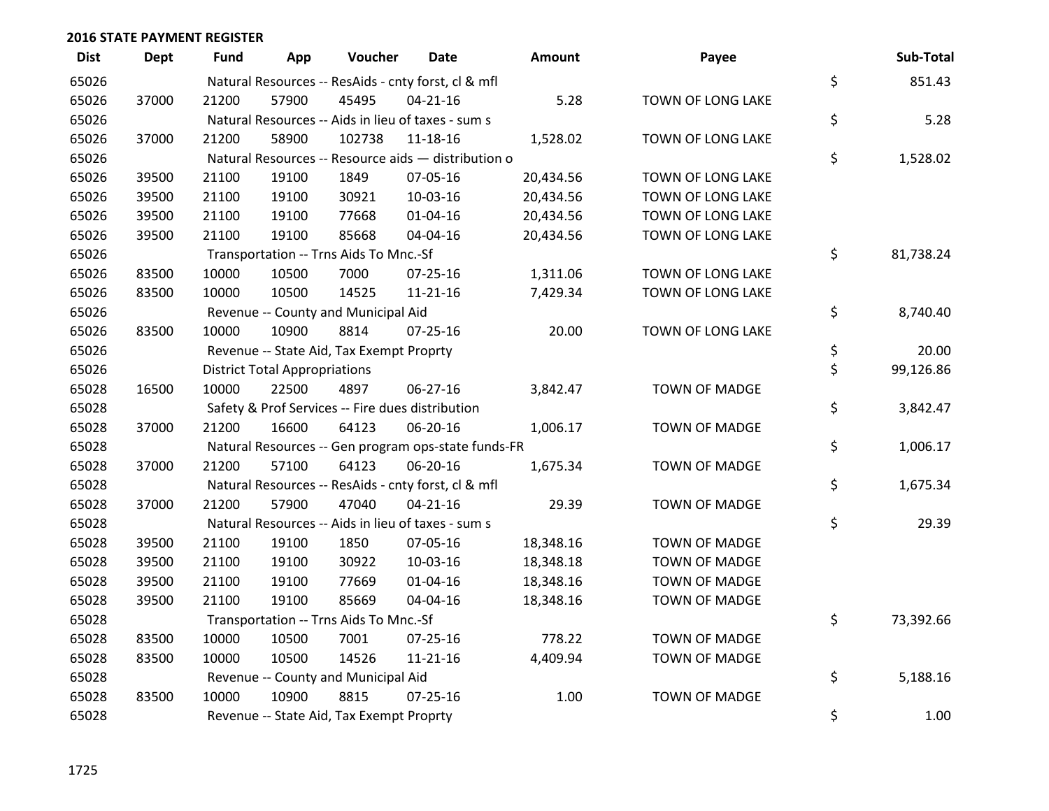## 2016 STATE PAYMENT REGISTER

| Dist | Dept | Fund | App | Voucher | Date | Amount | Payee | | Sub-Total |
|---|---|---|---|---|---|---|---|---|---|
| 65026 | | Natural Resources -- ResAids - cnty forst, cl & mfl | | | | | | $ | 851.43 |
| 65026 | 37000 | 21200 | 57900 | 45495 | 04-21-16 | 5.28 | TOWN OF LONG LAKE | | |
| 65026 | | Natural Resources -- Aids in lieu of taxes - sum s | | | | | | $ | 5.28 |
| 65026 | 37000 | 21200 | 58900 | 102738 | 11-18-16 | 1,528.02 | TOWN OF LONG LAKE | | |
| 65026 | | Natural Resources -- Resource aids — distribution o | | | | | | $ | 1,528.02 |
| 65026 | 39500 | 21100 | 19100 | 1849 | 07-05-16 | 20,434.56 | TOWN OF LONG LAKE | | |
| 65026 | 39500 | 21100 | 19100 | 30921 | 10-03-16 | 20,434.56 | TOWN OF LONG LAKE | | |
| 65026 | 39500 | 21100 | 19100 | 77668 | 01-04-16 | 20,434.56 | TOWN OF LONG LAKE | | |
| 65026 | 39500 | 21100 | 19100 | 85668 | 04-04-16 | 20,434.56 | TOWN OF LONG LAKE | | |
| 65026 | | Transportation -- Trns Aids To Mnc.-Sf | | | | | | $ | 81,738.24 |
| 65026 | 83500 | 10000 | 10500 | 7000 | 07-25-16 | 1,311.06 | TOWN OF LONG LAKE | | |
| 65026 | 83500 | 10000 | 10500 | 14525 | 11-21-16 | 7,429.34 | TOWN OF LONG LAKE | | |
| 65026 | | Revenue -- County and Municipal Aid | | | | | | $ | 8,740.40 |
| 65026 | 83500 | 10000 | 10900 | 8814 | 07-25-16 | 20.00 | TOWN OF LONG LAKE | | |
| 65026 | | Revenue -- State Aid, Tax Exempt Proprty | | | | | | $ | 20.00 |
| 65026 | | District Total Appropriations | | | | | | $ | 99,126.86 |
| 65028 | 16500 | 10000 | 22500 | 4897 | 06-27-16 | 3,842.47 | TOWN OF MADGE | | |
| 65028 | | Safety & Prof Services -- Fire dues distribution | | | | | | $ | 3,842.47 |
| 65028 | 37000 | 21200 | 16600 | 64123 | 06-20-16 | 1,006.17 | TOWN OF MADGE | | |
| 65028 | | Natural Resources -- Gen program ops-state funds-FR | | | | | | $ | 1,006.17 |
| 65028 | 37000 | 21200 | 57100 | 64123 | 06-20-16 | 1,675.34 | TOWN OF MADGE | | |
| 65028 | | Natural Resources -- ResAids - cnty forst, cl & mfl | | | | | | $ | 1,675.34 |
| 65028 | 37000 | 21200 | 57900 | 47040 | 04-21-16 | 29.39 | TOWN OF MADGE | | |
| 65028 | | Natural Resources -- Aids in lieu of taxes - sum s | | | | | | $ | 29.39 |
| 65028 | 39500 | 21100 | 19100 | 1850 | 07-05-16 | 18,348.16 | TOWN OF MADGE | | |
| 65028 | 39500 | 21100 | 19100 | 30922 | 10-03-16 | 18,348.18 | TOWN OF MADGE | | |
| 65028 | 39500 | 21100 | 19100 | 77669 | 01-04-16 | 18,348.16 | TOWN OF MADGE | | |
| 65028 | 39500 | 21100 | 19100 | 85669 | 04-04-16 | 18,348.16 | TOWN OF MADGE | | |
| 65028 | | Transportation -- Trns Aids To Mnc.-Sf | | | | | | $ | 73,392.66 |
| 65028 | 83500 | 10000 | 10500 | 7001 | 07-25-16 | 778.22 | TOWN OF MADGE | | |
| 65028 | 83500 | 10000 | 10500 | 14526 | 11-21-16 | 4,409.94 | TOWN OF MADGE | | |
| 65028 | | Revenue -- County and Municipal Aid | | | | | | $ | 5,188.16 |
| 65028 | 83500 | 10000 | 10900 | 8815 | 07-25-16 | 1.00 | TOWN OF MADGE | | |
| 65028 | | Revenue -- State Aid, Tax Exempt Proprty | | | | | | $ | 1.00 |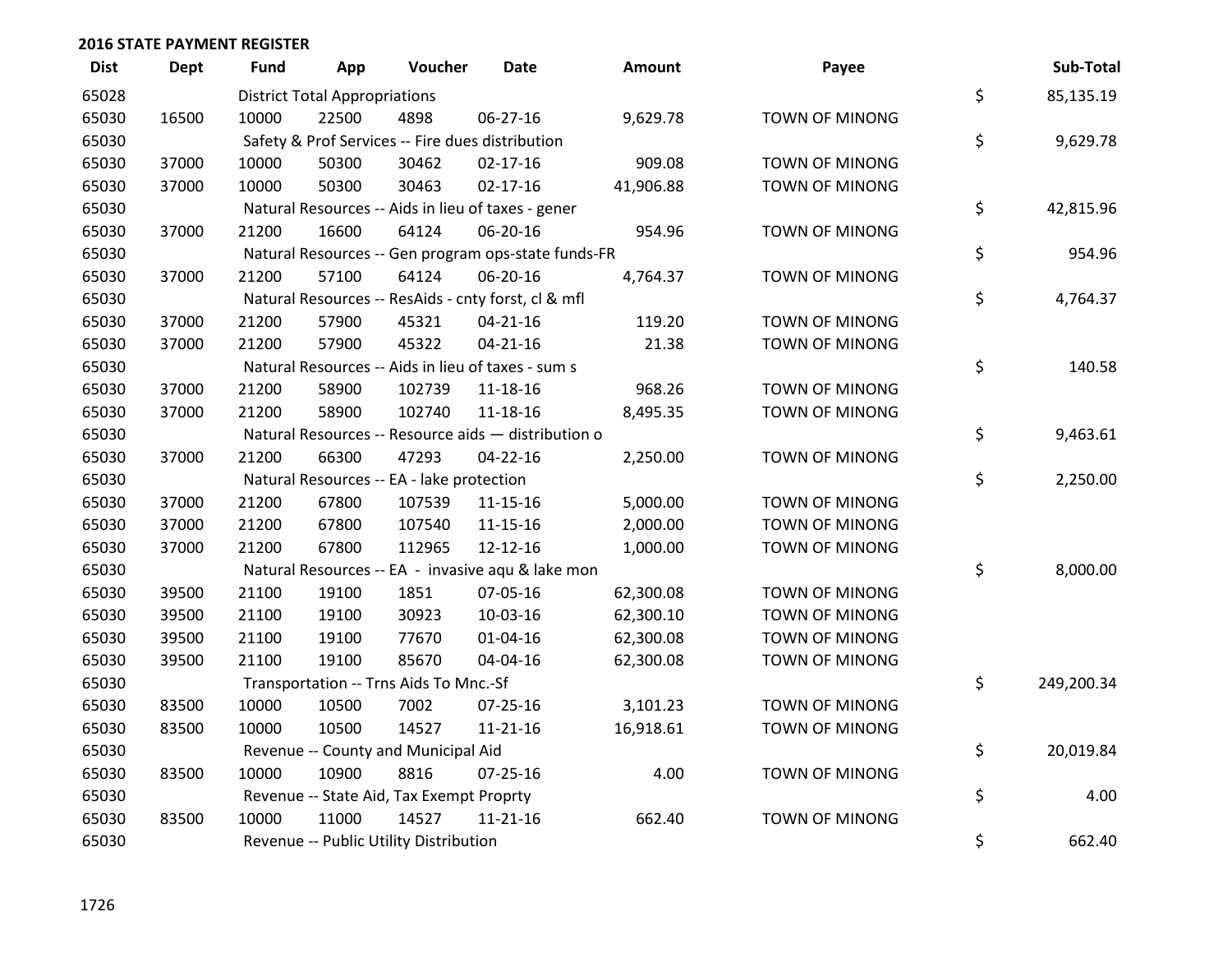## 2016 STATE PAYMENT REGISTER

| Dist | Dept | Fund | App | Voucher | Date | Amount | Payee | | Sub-Total |
|---|---|---|---|---|---|---|---|---|---|
| 65028 | | District Total Appropriations | | | | | | $ | 85,135.19 |
| 65030 | 16500 | 10000 | 22500 | 4898 | 06-27-16 | 9,629.78 | TOWN OF MINONG | | |
| 65030 | | Safety & Prof Services -- Fire dues distribution | | | | | | $ | 9,629.78 |
| 65030 | 37000 | 10000 | 50300 | 30462 | 02-17-16 | 909.08 | TOWN OF MINONG | | |
| 65030 | 37000 | 10000 | 50300 | 30463 | 02-17-16 | 41,906.88 | TOWN OF MINONG | | |
| 65030 | | Natural Resources -- Aids in lieu of taxes - gener | | | | | | $ | 42,815.96 |
| 65030 | 37000 | 21200 | 16600 | 64124 | 06-20-16 | 954.96 | TOWN OF MINONG | | |
| 65030 | | Natural Resources -- Gen program ops-state funds-FR | | | | | | $ | 954.96 |
| 65030 | 37000 | 21200 | 57100 | 64124 | 06-20-16 | 4,764.37 | TOWN OF MINONG | | |
| 65030 | | Natural Resources -- ResAids - cnty forst, cl & mfl | | | | | | $ | 4,764.37 |
| 65030 | 37000 | 21200 | 57900 | 45321 | 04-21-16 | 119.20 | TOWN OF MINONG | | |
| 65030 | 37000 | 21200 | 57900 | 45322 | 04-21-16 | 21.38 | TOWN OF MINONG | | |
| 65030 | | Natural Resources -- Aids in lieu of taxes - sum s | | | | | | $ | 140.58 |
| 65030 | 37000 | 21200 | 58900 | 102739 | 11-18-16 | 968.26 | TOWN OF MINONG | | |
| 65030 | 37000 | 21200 | 58900 | 102740 | 11-18-16 | 8,495.35 | TOWN OF MINONG | | |
| 65030 | | Natural Resources -- Resource aids — distribution o | | | | | | $ | 9,463.61 |
| 65030 | 37000 | 21200 | 66300 | 47293 | 04-22-16 | 2,250.00 | TOWN OF MINONG | | |
| 65030 | | Natural Resources -- EA - lake protection | | | | | | $ | 2,250.00 |
| 65030 | 37000 | 21200 | 67800 | 107539 | 11-15-16 | 5,000.00 | TOWN OF MINONG | | |
| 65030 | 37000 | 21200 | 67800 | 107540 | 11-15-16 | 2,000.00 | TOWN OF MINONG | | |
| 65030 | 37000 | 21200 | 67800 | 112965 | 12-12-16 | 1,000.00 | TOWN OF MINONG | | |
| 65030 | | Natural Resources -- EA - invasive aqu & lake mon | | | | | | $ | 8,000.00 |
| 65030 | 39500 | 21100 | 19100 | 1851 | 07-05-16 | 62,300.08 | TOWN OF MINONG | | |
| 65030 | 39500 | 21100 | 19100 | 30923 | 10-03-16 | 62,300.10 | TOWN OF MINONG | | |
| 65030 | 39500 | 21100 | 19100 | 77670 | 01-04-16 | 62,300.08 | TOWN OF MINONG | | |
| 65030 | 39500 | 21100 | 19100 | 85670 | 04-04-16 | 62,300.08 | TOWN OF MINONG | | |
| 65030 | | Transportation -- Trns Aids To Mnc.-Sf | | | | | | $ | 249,200.34 |
| 65030 | 83500 | 10000 | 10500 | 7002 | 07-25-16 | 3,101.23 | TOWN OF MINONG | | |
| 65030 | 83500 | 10000 | 10500 | 14527 | 11-21-16 | 16,918.61 | TOWN OF MINONG | | |
| 65030 | | Revenue -- County and Municipal Aid | | | | | | $ | 20,019.84 |
| 65030 | 83500 | 10000 | 10900 | 8816 | 07-25-16 | 4.00 | TOWN OF MINONG | | |
| 65030 | | Revenue -- State Aid, Tax Exempt Proprty | | | | | | $ | 4.00 |
| 65030 | 83500 | 10000 | 11000 | 14527 | 11-21-16 | 662.40 | TOWN OF MINONG | | |
| 65030 | | Revenue -- Public Utility Distribution | | | | | | $ | 662.40 |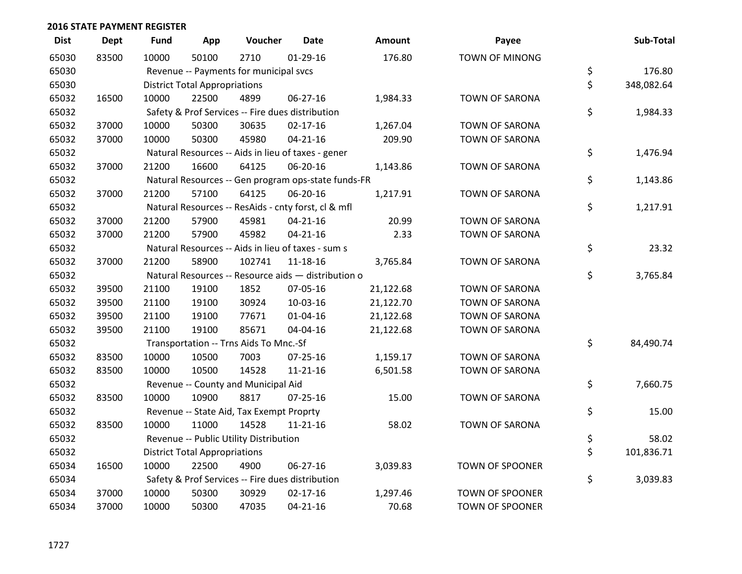## 2016 STATE PAYMENT REGISTER

| Dist | Dept | Fund | App | Voucher | Date | Amount | Payee | Sub-Total |
|---|---|---|---|---|---|---|---|---|
| 65030 | 83500 | 10000 | 50100 | 2710 | 01-29-16 | 176.80 | TOWN OF MINONG | |
| 65030 | | Revenue -- Payments for municipal svcs | | | | | | $ 176.80 |
| 65030 | | District Total Appropriations | | | | | | $ 348,082.64 |
| 65032 | 16500 | 10000 | 22500 | 4899 | 06-27-16 | 1,984.33 | TOWN OF SARONA | |
| 65032 | | Safety & Prof Services -- Fire dues distribution | | | | | | $ 1,984.33 |
| 65032 | 37000 | 10000 | 50300 | 30635 | 02-17-16 | 1,267.04 | TOWN OF SARONA | |
| 65032 | 37000 | 10000 | 50300 | 45980 | 04-21-16 | 209.90 | TOWN OF SARONA | |
| 65032 | | Natural Resources -- Aids in lieu of taxes - gener | | | | | | $ 1,476.94 |
| 65032 | 37000 | 21200 | 16600 | 64125 | 06-20-16 | 1,143.86 | TOWN OF SARONA | |
| 65032 | | Natural Resources -- Gen program ops-state funds-FR | | | | | | $ 1,143.86 |
| 65032 | 37000 | 21200 | 57100 | 64125 | 06-20-16 | 1,217.91 | TOWN OF SARONA | |
| 65032 | | Natural Resources -- ResAids - cnty forst, cl & mfl | | | | | | $ 1,217.91 |
| 65032 | 37000 | 21200 | 57900 | 45981 | 04-21-16 | 20.99 | TOWN OF SARONA | |
| 65032 | 37000 | 21200 | 57900 | 45982 | 04-21-16 | 2.33 | TOWN OF SARONA | |
| 65032 | | Natural Resources -- Aids in lieu of taxes - sum s | | | | | | $ 23.32 |
| 65032 | 37000 | 21200 | 58900 | 102741 | 11-18-16 | 3,765.84 | TOWN OF SARONA | |
| 65032 | | Natural Resources -- Resource aids — distribution o | | | | | | $ 3,765.84 |
| 65032 | 39500 | 21100 | 19100 | 1852 | 07-05-16 | 21,122.68 | TOWN OF SARONA | |
| 65032 | 39500 | 21100 | 19100 | 30924 | 10-03-16 | 21,122.70 | TOWN OF SARONA | |
| 65032 | 39500 | 21100 | 19100 | 77671 | 01-04-16 | 21,122.68 | TOWN OF SARONA | |
| 65032 | 39500 | 21100 | 19100 | 85671 | 04-04-16 | 21,122.68 | TOWN OF SARONA | |
| 65032 | | Transportation -- Trns Aids To Mnc.-Sf | | | | | | $ 84,490.74 |
| 65032 | 83500 | 10000 | 10500 | 7003 | 07-25-16 | 1,159.17 | TOWN OF SARONA | |
| 65032 | 83500 | 10000 | 10500 | 14528 | 11-21-16 | 6,501.58 | TOWN OF SARONA | |
| 65032 | | Revenue -- County and Municipal Aid | | | | | | $ 7,660.75 |
| 65032 | 83500 | 10000 | 10900 | 8817 | 07-25-16 | 15.00 | TOWN OF SARONA | |
| 65032 | | Revenue -- State Aid, Tax Exempt Proprty | | | | | | $ 15.00 |
| 65032 | 83500 | 10000 | 11000 | 14528 | 11-21-16 | 58.02 | TOWN OF SARONA | |
| 65032 | | Revenue -- Public Utility Distribution | | | | | | $ 58.02 |
| 65032 | | District Total Appropriations | | | | | | $ 101,836.71 |
| 65034 | 16500 | 10000 | 22500 | 4900 | 06-27-16 | 3,039.83 | TOWN OF SPOONER | |
| 65034 | | Safety & Prof Services -- Fire dues distribution | | | | | | $ 3,039.83 |
| 65034 | 37000 | 10000 | 50300 | 30929 | 02-17-16 | 1,297.46 | TOWN OF SPOONER | |
| 65034 | 37000 | 10000 | 50300 | 47035 | 04-21-16 | 70.68 | TOWN OF SPOONER | |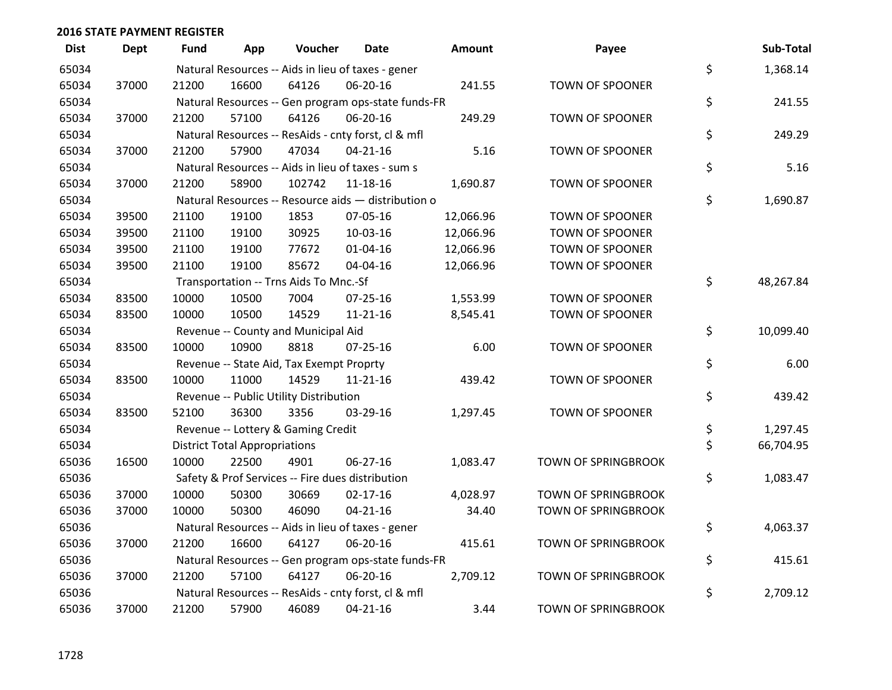## 2016 STATE PAYMENT REGISTER

| Dist | Dept | Fund | App | Voucher | Date | Amount | Payee | Sub-Total |
|---|---|---|---|---|---|---|---|---|
| 65034 | | Natural Resources -- Aids in lieu of taxes - gener | | | | | | $ 1,368.14 |
| 65034 | 37000 | 21200 | 16600 | 64126 | 06-20-16 | 241.55 | TOWN OF SPOONER | |
| 65034 | | Natural Resources -- Gen program ops-state funds-FR | | | | | | $ 241.55 |
| 65034 | 37000 | 21200 | 57100 | 64126 | 06-20-16 | 249.29 | TOWN OF SPOONER | |
| 65034 | | Natural Resources -- ResAids - cnty forst, cl & mfl | | | | | | $ 249.29 |
| 65034 | 37000 | 21200 | 57900 | 47034 | 04-21-16 | 5.16 | TOWN OF SPOONER | |
| 65034 | | Natural Resources -- Aids in lieu of taxes - sum s | | | | | | $ 5.16 |
| 65034 | 37000 | 21200 | 58900 | 102742 | 11-18-16 | 1,690.87 | TOWN OF SPOONER | |
| 65034 | | Natural Resources -- Resource aids — distribution o | | | | | | $ 1,690.87 |
| 65034 | 39500 | 21100 | 19100 | 1853 | 07-05-16 | 12,066.96 | TOWN OF SPOONER | |
| 65034 | 39500 | 21100 | 19100 | 30925 | 10-03-16 | 12,066.96 | TOWN OF SPOONER | |
| 65034 | 39500 | 21100 | 19100 | 77672 | 01-04-16 | 12,066.96 | TOWN OF SPOONER | |
| 65034 | 39500 | 21100 | 19100 | 85672 | 04-04-16 | 12,066.96 | TOWN OF SPOONER | |
| 65034 | | Transportation -- Trns Aids To Mnc.-Sf | | | | | | $ 48,267.84 |
| 65034 | 83500 | 10000 | 10500 | 7004 | 07-25-16 | 1,553.99 | TOWN OF SPOONER | |
| 65034 | 83500 | 10000 | 10500 | 14529 | 11-21-16 | 8,545.41 | TOWN OF SPOONER | |
| 65034 | | Revenue -- County and Municipal Aid | | | | | | $ 10,099.40 |
| 65034 | 83500 | 10000 | 10900 | 8818 | 07-25-16 | 6.00 | TOWN OF SPOONER | |
| 65034 | | Revenue -- State Aid, Tax Exempt Proprty | | | | | | $ 6.00 |
| 65034 | 83500 | 10000 | 11000 | 14529 | 11-21-16 | 439.42 | TOWN OF SPOONER | |
| 65034 | | Revenue -- Public Utility Distribution | | | | | | $ 439.42 |
| 65034 | 83500 | 52100 | 36300 | 3356 | 03-29-16 | 1,297.45 | TOWN OF SPOONER | |
| 65034 | | Revenue -- Lottery & Gaming Credit | | | | | | $ 1,297.45 |
| 65034 | | District Total Appropriations | | | | | | $ 66,704.95 |
| 65036 | 16500 | 10000 | 22500 | 4901 | 06-27-16 | 1,083.47 | TOWN OF SPRINGBROOK | |
| 65036 | | Safety & Prof Services -- Fire dues distribution | | | | | | $ 1,083.47 |
| 65036 | 37000 | 10000 | 50300 | 30669 | 02-17-16 | 4,028.97 | TOWN OF SPRINGBROOK | |
| 65036 | 37000 | 10000 | 50300 | 46090 | 04-21-16 | 34.40 | TOWN OF SPRINGBROOK | |
| 65036 | | Natural Resources -- Aids in lieu of taxes - gener | | | | | | $ 4,063.37 |
| 65036 | 37000 | 21200 | 16600 | 64127 | 06-20-16 | 415.61 | TOWN OF SPRINGBROOK | |
| 65036 | | Natural Resources -- Gen program ops-state funds-FR | | | | | | $ 415.61 |
| 65036 | 37000 | 21200 | 57100 | 64127 | 06-20-16 | 2,709.12 | TOWN OF SPRINGBROOK | |
| 65036 | | Natural Resources -- ResAids - cnty forst, cl & mfl | | | | | | $ 2,709.12 |
| 65036 | 37000 | 21200 | 57900 | 46089 | 04-21-16 | 3.44 | TOWN OF SPRINGBROOK | |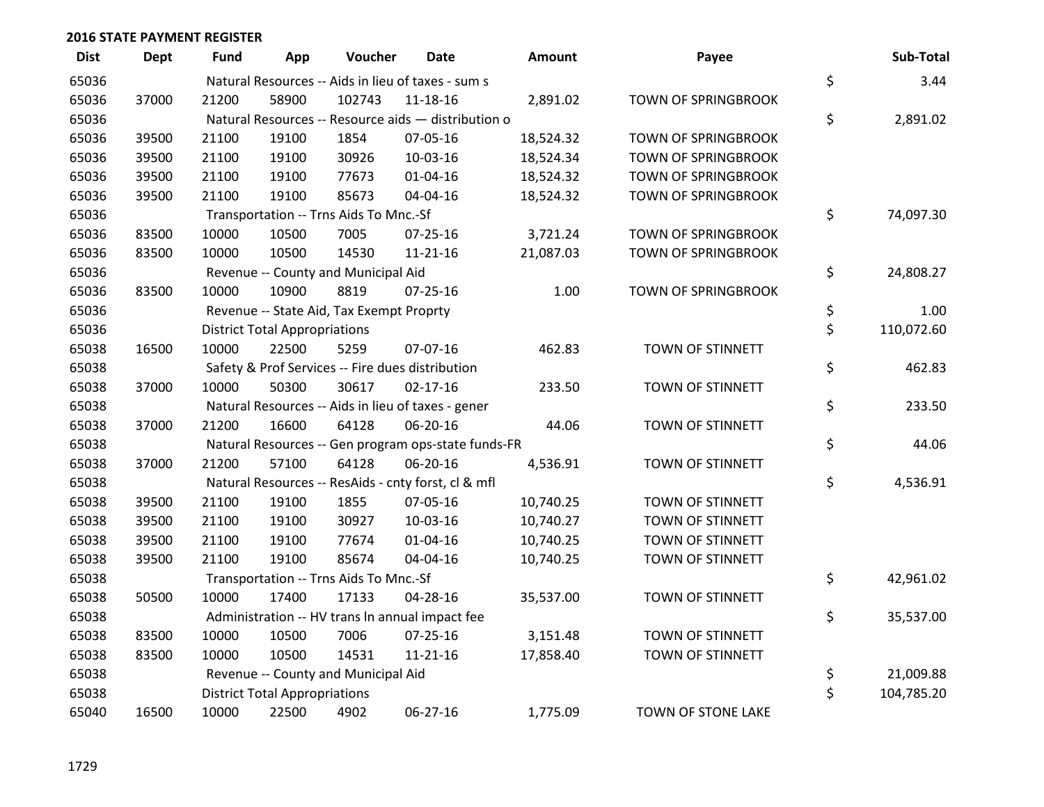## 2016 STATE PAYMENT REGISTER

| Dist | Dept | Fund | App | Voucher | Date | Amount | Payee | | Sub-Total |
|---|---|---|---|---|---|---|---|---|---|
| 65036 | | Natural Resources -- Aids in lieu of taxes - sum s | | | | | | $ | 3.44 |
| 65036 | 37000 | 21200 | 58900 | 102743 | 11-18-16 | 2,891.02 | TOWN OF SPRINGBROOK | | |
| 65036 | | Natural Resources -- Resource aids — distribution o | | | | | | $ | 2,891.02 |
| 65036 | 39500 | 21100 | 19100 | 1854 | 07-05-16 | 18,524.32 | TOWN OF SPRINGBROOK | | |
| 65036 | 39500 | 21100 | 19100 | 30926 | 10-03-16 | 18,524.34 | TOWN OF SPRINGBROOK | | |
| 65036 | 39500 | 21100 | 19100 | 77673 | 01-04-16 | 18,524.32 | TOWN OF SPRINGBROOK | | |
| 65036 | 39500 | 21100 | 19100 | 85673 | 04-04-16 | 18,524.32 | TOWN OF SPRINGBROOK | | |
| 65036 | | Transportation -- Trns Aids To Mnc.-Sf | | | | | | $ | 74,097.30 |
| 65036 | 83500 | 10000 | 10500 | 7005 | 07-25-16 | 3,721.24 | TOWN OF SPRINGBROOK | | |
| 65036 | 83500 | 10000 | 10500 | 14530 | 11-21-16 | 21,087.03 | TOWN OF SPRINGBROOK | | |
| 65036 | | Revenue -- County and Municipal Aid | | | | | | $ | 24,808.27 |
| 65036 | 83500 | 10000 | 10900 | 8819 | 07-25-16 | 1.00 | TOWN OF SPRINGBROOK | | |
| 65036 | | Revenue -- State Aid, Tax Exempt Proprty | | | | | | $ | 1.00 |
| 65036 | | District Total Appropriations | | | | | | $ | 110,072.60 |
| 65038 | 16500 | 10000 | 22500 | 5259 | 07-07-16 | 462.83 | TOWN OF STINNETT | | |
| 65038 | | Safety & Prof Services -- Fire dues distribution | | | | | | $ | 462.83 |
| 65038 | 37000 | 10000 | 50300 | 30617 | 02-17-16 | 233.50 | TOWN OF STINNETT | | |
| 65038 | | Natural Resources -- Aids in lieu of taxes - gener | | | | | | $ | 233.50 |
| 65038 | 37000 | 21200 | 16600 | 64128 | 06-20-16 | 44.06 | TOWN OF STINNETT | | |
| 65038 | | Natural Resources -- Gen program ops-state funds-FR | | | | | | $ | 44.06 |
| 65038 | 37000 | 21200 | 57100 | 64128 | 06-20-16 | 4,536.91 | TOWN OF STINNETT | | |
| 65038 | | Natural Resources -- ResAids - cnty forst, cl & mfl | | | | | | $ | 4,536.91 |
| 65038 | 39500 | 21100 | 19100 | 1855 | 07-05-16 | 10,740.25 | TOWN OF STINNETT | | |
| 65038 | 39500 | 21100 | 19100 | 30927 | 10-03-16 | 10,740.27 | TOWN OF STINNETT | | |
| 65038 | 39500 | 21100 | 19100 | 77674 | 01-04-16 | 10,740.25 | TOWN OF STINNETT | | |
| 65038 | 39500 | 21100 | 19100 | 85674 | 04-04-16 | 10,740.25 | TOWN OF STINNETT | | |
| 65038 | | Transportation -- Trns Aids To Mnc.-Sf | | | | | | $ | 42,961.02 |
| 65038 | 50500 | 10000 | 17400 | 17133 | 04-28-16 | 35,537.00 | TOWN OF STINNETT | | |
| 65038 | | Administration -- HV trans ln annual impact fee | | | | | | $ | 35,537.00 |
| 65038 | 83500 | 10000 | 10500 | 7006 | 07-25-16 | 3,151.48 | TOWN OF STINNETT | | |
| 65038 | 83500 | 10000 | 10500 | 14531 | 11-21-16 | 17,858.40 | TOWN OF STINNETT | | |
| 65038 | | Revenue -- County and Municipal Aid | | | | | | $ | 21,009.88 |
| 65038 | | District Total Appropriations | | | | | | $ | 104,785.20 |
| 65040 | 16500 | 10000 | 22500 | 4902 | 06-27-16 | 1,775.09 | TOWN OF STONE LAKE | | |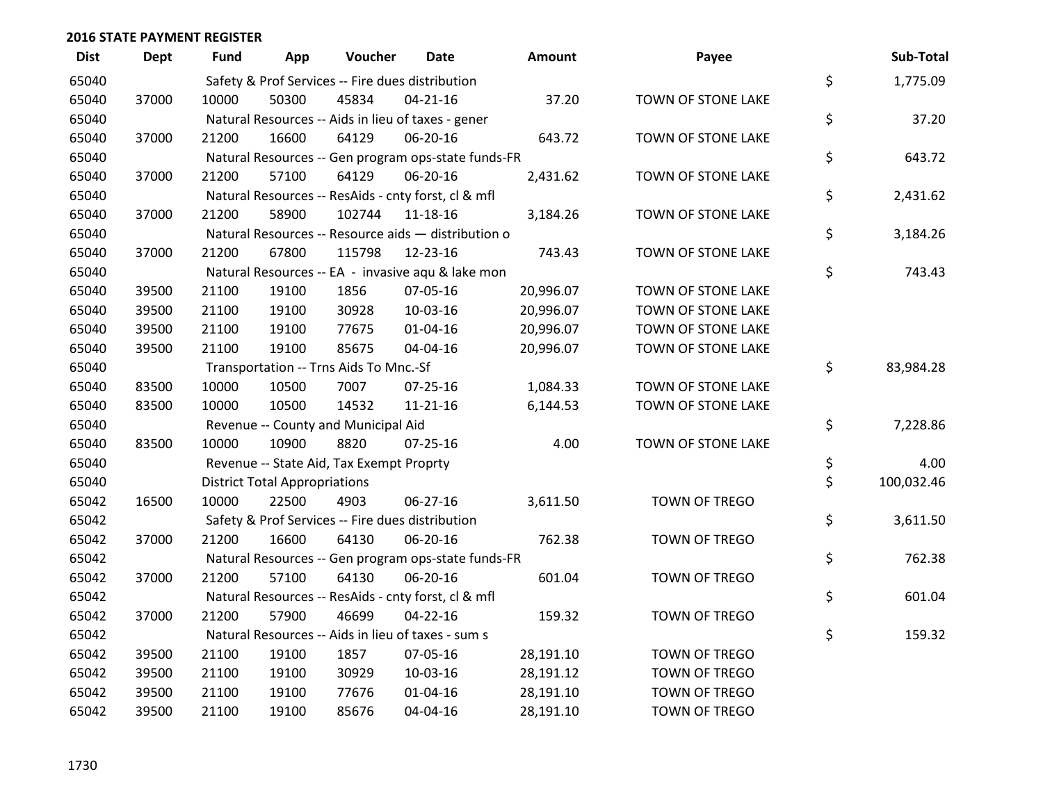## 2016 STATE PAYMENT REGISTER

| Dist | Dept | Fund | App | Voucher | Date | Amount | Payee | | Sub-Total |
|---|---|---|---|---|---|---|---|---|---|
| 65040 | | Safety & Prof Services -- Fire dues distribution | | | | | | $ | 1,775.09 |
| 65040 | 37000 | 10000 | 50300 | 45834 | 04-21-16 | 37.20 | TOWN OF STONE LAKE | | |
| 65040 | | Natural Resources -- Aids in lieu of taxes - gener | | | | | | $ | 37.20 |
| 65040 | 37000 | 21200 | 16600 | 64129 | 06-20-16 | 643.72 | TOWN OF STONE LAKE | | |
| 65040 | | Natural Resources -- Gen program ops-state funds-FR | | | | | | $ | 643.72 |
| 65040 | 37000 | 21200 | 57100 | 64129 | 06-20-16 | 2,431.62 | TOWN OF STONE LAKE | | |
| 65040 | | Natural Resources -- ResAids - cnty forst, cl & mfl | | | | | | $ | 2,431.62 |
| 65040 | 37000 | 21200 | 58900 | 102744 | 11-18-16 | 3,184.26 | TOWN OF STONE LAKE | | |
| 65040 | | Natural Resources -- Resource aids — distribution o | | | | | | $ | 3,184.26 |
| 65040 | 37000 | 21200 | 67800 | 115798 | 12-23-16 | 743.43 | TOWN OF STONE LAKE | | |
| 65040 | | Natural Resources -- EA - invasive aqu & lake mon | | | | | | $ | 743.43 |
| 65040 | 39500 | 21100 | 19100 | 1856 | 07-05-16 | 20,996.07 | TOWN OF STONE LAKE | | |
| 65040 | 39500 | 21100 | 19100 | 30928 | 10-03-16 | 20,996.07 | TOWN OF STONE LAKE | | |
| 65040 | 39500 | 21100 | 19100 | 77675 | 01-04-16 | 20,996.07 | TOWN OF STONE LAKE | | |
| 65040 | 39500 | 21100 | 19100 | 85675 | 04-04-16 | 20,996.07 | TOWN OF STONE LAKE | | |
| 65040 | | Transportation -- Trns Aids To Mnc.-Sf | | | | | | $ | 83,984.28 |
| 65040 | 83500 | 10000 | 10500 | 7007 | 07-25-16 | 1,084.33 | TOWN OF STONE LAKE | | |
| 65040 | 83500 | 10000 | 10500 | 14532 | 11-21-16 | 6,144.53 | TOWN OF STONE LAKE | | |
| 65040 | | Revenue -- County and Municipal Aid | | | | | | $ | 7,228.86 |
| 65040 | 83500 | 10000 | 10900 | 8820 | 07-25-16 | 4.00 | TOWN OF STONE LAKE | | |
| 65040 | | Revenue -- State Aid, Tax Exempt Proprty | | | | | | $ | 4.00 |
| 65040 | | District Total Appropriations | | | | | | $ | 100,032.46 |
| 65042 | 16500 | 10000 | 22500 | 4903 | 06-27-16 | 3,611.50 | TOWN OF TREGO | | |
| 65042 | | Safety & Prof Services -- Fire dues distribution | | | | | | $ | 3,611.50 |
| 65042 | 37000 | 21200 | 16600 | 64130 | 06-20-16 | 762.38 | TOWN OF TREGO | | |
| 65042 | | Natural Resources -- Gen program ops-state funds-FR | | | | | | $ | 762.38 |
| 65042 | 37000 | 21200 | 57100 | 64130 | 06-20-16 | 601.04 | TOWN OF TREGO | | |
| 65042 | | Natural Resources -- ResAids - cnty forst, cl & mfl | | | | | | $ | 601.04 |
| 65042 | 37000 | 21200 | 57900 | 46699 | 04-22-16 | 159.32 | TOWN OF TREGO | | |
| 65042 | | Natural Resources -- Aids in lieu of taxes - sum s | | | | | | $ | 159.32 |
| 65042 | 39500 | 21100 | 19100 | 1857 | 07-05-16 | 28,191.10 | TOWN OF TREGO | | |
| 65042 | 39500 | 21100 | 19100 | 30929 | 10-03-16 | 28,191.12 | TOWN OF TREGO | | |
| 65042 | 39500 | 21100 | 19100 | 77676 | 01-04-16 | 28,191.10 | TOWN OF TREGO | | |
| 65042 | 39500 | 21100 | 19100 | 85676 | 04-04-16 | 28,191.10 | TOWN OF TREGO | | |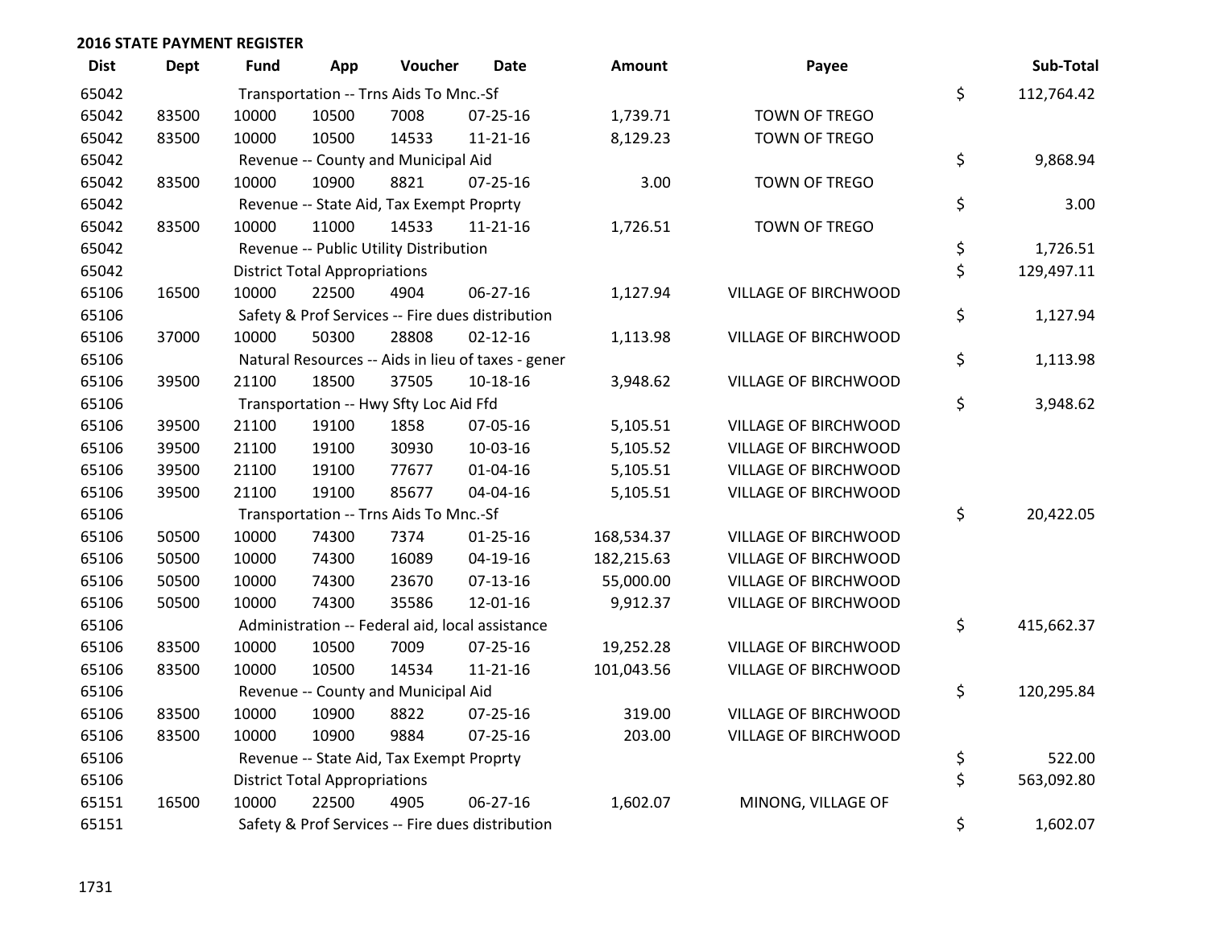**2016 STATE PAYMENT REGISTER**

| Dist | Dept | Fund | App | Voucher | Date | Amount | Payee | | Sub-Total |
|---|---|---|---|---|---|---|---|---|---|
| 65042 | | Transportation -- Trns Aids To Mnc.-Sf | | | | | | $ | 112,764.42 |
| 65042 | 83500 | 10000 | 10500 | 7008 | 07-25-16 | 1,739.71 | TOWN OF TREGO | | |
| 65042 | 83500 | 10000 | 10500 | 14533 | 11-21-16 | 8,129.23 | TOWN OF TREGO | | |
| 65042 | | Revenue -- County and Municipal Aid | | | | | | $ | 9,868.94 |
| 65042 | 83500 | 10000 | 10900 | 8821 | 07-25-16 | 3.00 | TOWN OF TREGO | | |
| 65042 | | Revenue -- State Aid, Tax Exempt Proprty | | | | | | $ | 3.00 |
| 65042 | 83500 | 10000 | 11000 | 14533 | 11-21-16 | 1,726.51 | TOWN OF TREGO | | |
| 65042 | | Revenue -- Public Utility Distribution | | | | | | $ | 1,726.51 |
| 65042 | | District Total Appropriations | | | | | | $ | 129,497.11 |
| 65106 | 16500 | 10000 | 22500 | 4904 | 06-27-16 | 1,127.94 | VILLAGE OF BIRCHWOOD | | |
| 65106 | | Safety & Prof Services -- Fire dues distribution | | | | | | $ | 1,127.94 |
| 65106 | 37000 | 10000 | 50300 | 28808 | 02-12-16 | 1,113.98 | VILLAGE OF BIRCHWOOD | | |
| 65106 | | Natural Resources -- Aids in lieu of taxes - gener | | | | | | $ | 1,113.98 |
| 65106 | 39500 | 21100 | 18500 | 37505 | 10-18-16 | 3,948.62 | VILLAGE OF BIRCHWOOD | | |
| 65106 | | Transportation -- Hwy Sfty Loc Aid Ffd | | | | | | $ | 3,948.62 |
| 65106 | 39500 | 21100 | 19100 | 1858 | 07-05-16 | 5,105.51 | VILLAGE OF BIRCHWOOD | | |
| 65106 | 39500 | 21100 | 19100 | 30930 | 10-03-16 | 5,105.52 | VILLAGE OF BIRCHWOOD | | |
| 65106 | 39500 | 21100 | 19100 | 77677 | 01-04-16 | 5,105.51 | VILLAGE OF BIRCHWOOD | | |
| 65106 | 39500 | 21100 | 19100 | 85677 | 04-04-16 | 5,105.51 | VILLAGE OF BIRCHWOOD | | |
| 65106 | | Transportation -- Trns Aids To Mnc.-Sf | | | | | | $ | 20,422.05 |
| 65106 | 50500 | 10000 | 74300 | 7374 | 01-25-16 | 168,534.37 | VILLAGE OF BIRCHWOOD | | |
| 65106 | 50500 | 10000 | 74300 | 16089 | 04-19-16 | 182,215.63 | VILLAGE OF BIRCHWOOD | | |
| 65106 | 50500 | 10000 | 74300 | 23670 | 07-13-16 | 55,000.00 | VILLAGE OF BIRCHWOOD | | |
| 65106 | 50500 | 10000 | 74300 | 35586 | 12-01-16 | 9,912.37 | VILLAGE OF BIRCHWOOD | | |
| 65106 | | Administration -- Federal aid, local assistance | | | | | | $ | 415,662.37 |
| 65106 | 83500 | 10000 | 10500 | 7009 | 07-25-16 | 19,252.28 | VILLAGE OF BIRCHWOOD | | |
| 65106 | 83500 | 10000 | 10500 | 14534 | 11-21-16 | 101,043.56 | VILLAGE OF BIRCHWOOD | | |
| 65106 | | Revenue -- County and Municipal Aid | | | | | | $ | 120,295.84 |
| 65106 | 83500 | 10000 | 10900 | 8822 | 07-25-16 | 319.00 | VILLAGE OF BIRCHWOOD | | |
| 65106 | 83500 | 10000 | 10900 | 9884 | 07-25-16 | 203.00 | VILLAGE OF BIRCHWOOD | | |
| 65106 | | Revenue -- State Aid, Tax Exempt Proprty | | | | | | $ | 522.00 |
| 65106 | | District Total Appropriations | | | | | | $ | 563,092.80 |
| 65151 | 16500 | 10000 | 22500 | 4905 | 06-27-16 | 1,602.07 | MINONG, VILLAGE OF | | |
| 65151 | | Safety & Prof Services -- Fire dues distribution | | | | | | $ | 1,602.07 |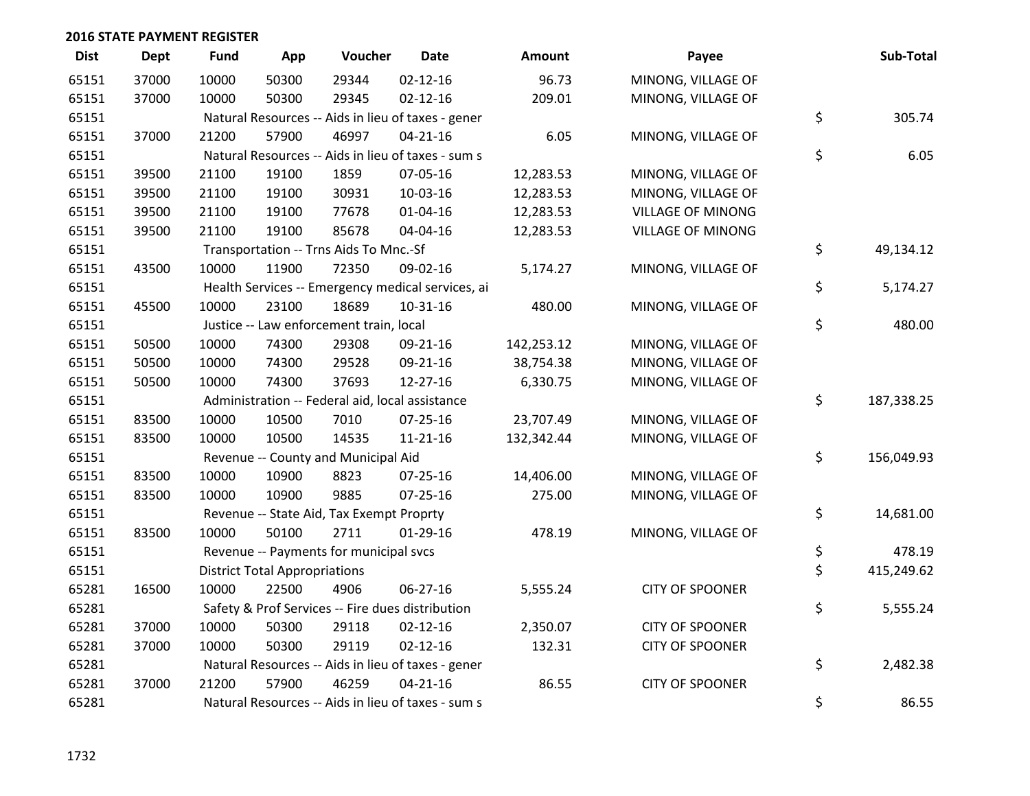## 2016 STATE PAYMENT REGISTER

| Dist | Dept | Fund | App | Voucher | Date | Amount | Payee | | Sub-Total |
|---|---|---|---|---|---|---|---|---|---|
| 65151 | 37000 | 10000 | 50300 | 29344 | 02-12-16 | 96.73 | MINONG, VILLAGE OF | | |
| 65151 | 37000 | 10000 | 50300 | 29345 | 02-12-16 | 209.01 | MINONG, VILLAGE OF | | |
| 65151 | | Natural Resources -- Aids in lieu of taxes - gener | | | | | | $ | 305.74 |
| 65151 | 37000 | 21200 | 57900 | 46997 | 04-21-16 | 6.05 | MINONG, VILLAGE OF | | |
| 65151 | | Natural Resources -- Aids in lieu of taxes - sum s | | | | | | $ | 6.05 |
| 65151 | 39500 | 21100 | 19100 | 1859 | 07-05-16 | 12,283.53 | MINONG, VILLAGE OF | | |
| 65151 | 39500 | 21100 | 19100 | 30931 | 10-03-16 | 12,283.53 | MINONG, VILLAGE OF | | |
| 65151 | 39500 | 21100 | 19100 | 77678 | 01-04-16 | 12,283.53 | VILLAGE OF MINONG | | |
| 65151 | 39500 | 21100 | 19100 | 85678 | 04-04-16 | 12,283.53 | VILLAGE OF MINONG | | |
| 65151 | | Transportation -- Trns Aids To Mnc.-Sf | | | | | | $ | 49,134.12 |
| 65151 | 43500 | 10000 | 11900 | 72350 | 09-02-16 | 5,174.27 | MINONG, VILLAGE OF | | |
| 65151 | | Health Services -- Emergency medical services, ai | | | | | | $ | 5,174.27 |
| 65151 | 45500 | 10000 | 23100 | 18689 | 10-31-16 | 480.00 | MINONG, VILLAGE OF | | |
| 65151 | | Justice -- Law enforcement train, local | | | | | | $ | 480.00 |
| 65151 | 50500 | 10000 | 74300 | 29308 | 09-21-16 | 142,253.12 | MINONG, VILLAGE OF | | |
| 65151 | 50500 | 10000 | 74300 | 29528 | 09-21-16 | 38,754.38 | MINONG, VILLAGE OF | | |
| 65151 | 50500 | 10000 | 74300 | 37693 | 12-27-16 | 6,330.75 | MINONG, VILLAGE OF | | |
| 65151 | | Administration -- Federal aid, local assistance | | | | | | $ | 187,338.25 |
| 65151 | 83500 | 10000 | 10500 | 7010 | 07-25-16 | 23,707.49 | MINONG, VILLAGE OF | | |
| 65151 | 83500 | 10000 | 10500 | 14535 | 11-21-16 | 132,342.44 | MINONG, VILLAGE OF | | |
| 65151 | | Revenue -- County and Municipal Aid | | | | | | $ | 156,049.93 |
| 65151 | 83500 | 10000 | 10900 | 8823 | 07-25-16 | 14,406.00 | MINONG, VILLAGE OF | | |
| 65151 | 83500 | 10000 | 10900 | 9885 | 07-25-16 | 275.00 | MINONG, VILLAGE OF | | |
| 65151 | | Revenue -- State Aid, Tax Exempt Proprty | | | | | | $ | 14,681.00 |
| 65151 | 83500 | 10000 | 50100 | 2711 | 01-29-16 | 478.19 | MINONG, VILLAGE OF | | |
| 65151 | | Revenue -- Payments for municipal svcs | | | | | | $ | 478.19 |
| 65151 | | District Total Appropriations | | | | | | $ | 415,249.62 |
| 65281 | 16500 | 10000 | 22500 | 4906 | 06-27-16 | 5,555.24 | CITY OF SPOONER | | |
| 65281 | | Safety & Prof Services -- Fire dues distribution | | | | | | $ | 5,555.24 |
| 65281 | 37000 | 10000 | 50300 | 29118 | 02-12-16 | 2,350.07 | CITY OF SPOONER | | |
| 65281 | 37000 | 10000 | 50300 | 29119 | 02-12-16 | 132.31 | CITY OF SPOONER | | |
| 65281 | | Natural Resources -- Aids in lieu of taxes - gener | | | | | | $ | 2,482.38 |
| 65281 | 37000 | 21200 | 57900 | 46259 | 04-21-16 | 86.55 | CITY OF SPOONER | | |
| 65281 | | Natural Resources -- Aids in lieu of taxes - sum s | | | | | | $ | 86.55 |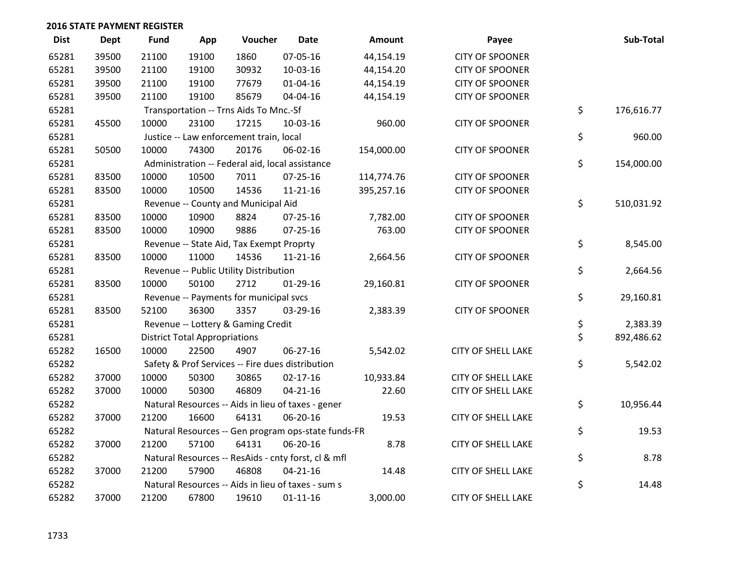## 2016 STATE PAYMENT REGISTER

| Dist | Dept | Fund | App | Voucher | Date | Amount | Payee | Sub-Total |
|---|---|---|---|---|---|---|---|---|
| 65281 | 39500 | 21100 | 19100 | 1860 | 07-05-16 | 44,154.19 | CITY OF SPOONER | |
| 65281 | 39500 | 21100 | 19100 | 30932 | 10-03-16 | 44,154.20 | CITY OF SPOONER | |
| 65281 | 39500 | 21100 | 19100 | 77679 | 01-04-16 | 44,154.19 | CITY OF SPOONER | |
| 65281 | 39500 | 21100 | 19100 | 85679 | 04-04-16 | 44,154.19 | CITY OF SPOONER | |
| 65281 | | Transportation -- Trns Aids To Mnc.-Sf | | | | | | $ 176,616.77 |
| 65281 | 45500 | 10000 | 23100 | 17215 | 10-03-16 | 960.00 | CITY OF SPOONER | |
| 65281 | | Justice -- Law enforcement train, local | | | | | | $ 960.00 |
| 65281 | 50500 | 10000 | 74300 | 20176 | 06-02-16 | 154,000.00 | CITY OF SPOONER | |
| 65281 | | Administration -- Federal aid, local assistance | | | | | | $ 154,000.00 |
| 65281 | 83500 | 10000 | 10500 | 7011 | 07-25-16 | 114,774.76 | CITY OF SPOONER | |
| 65281 | 83500 | 10000 | 10500 | 14536 | 11-21-16 | 395,257.16 | CITY OF SPOONER | |
| 65281 | | Revenue -- County and Municipal Aid | | | | | | $ 510,031.92 |
| 65281 | 83500 | 10000 | 10900 | 8824 | 07-25-16 | 7,782.00 | CITY OF SPOONER | |
| 65281 | 83500 | 10000 | 10900 | 9886 | 07-25-16 | 763.00 | CITY OF SPOONER | |
| 65281 | | Revenue -- State Aid, Tax Exempt Proprty | | | | | | $ 8,545.00 |
| 65281 | 83500 | 10000 | 11000 | 14536 | 11-21-16 | 2,664.56 | CITY OF SPOONER | |
| 65281 | | Revenue -- Public Utility Distribution | | | | | | $ 2,664.56 |
| 65281 | 83500 | 10000 | 50100 | 2712 | 01-29-16 | 29,160.81 | CITY OF SPOONER | |
| 65281 | | Revenue -- Payments for municipal svcs | | | | | | $ 29,160.81 |
| 65281 | 83500 | 52100 | 36300 | 3357 | 03-29-16 | 2,383.39 | CITY OF SPOONER | |
| 65281 | | Revenue -- Lottery & Gaming Credit | | | | | | $ 2,383.39 |
| 65281 | | District Total Appropriations | | | | | | $ 892,486.62 |
| 65282 | 16500 | 10000 | 22500 | 4907 | 06-27-16 | 5,542.02 | CITY OF SHELL LAKE | |
| 65282 | | Safety & Prof Services -- Fire dues distribution | | | | | | $ 5,542.02 |
| 65282 | 37000 | 10000 | 50300 | 30865 | 02-17-16 | 10,933.84 | CITY OF SHELL LAKE | |
| 65282 | 37000 | 10000 | 50300 | 46809 | 04-21-16 | 22.60 | CITY OF SHELL LAKE | |
| 65282 | | Natural Resources -- Aids in lieu of taxes - gener | | | | | | $ 10,956.44 |
| 65282 | 37000 | 21200 | 16600 | 64131 | 06-20-16 | 19.53 | CITY OF SHELL LAKE | |
| 65282 | | Natural Resources -- Gen program ops-state funds-FR | | | | | | $ 19.53 |
| 65282 | 37000 | 21200 | 57100 | 64131 | 06-20-16 | 8.78 | CITY OF SHELL LAKE | |
| 65282 | | Natural Resources -- ResAids - cnty forst, cl & mfl | | | | | | $ 8.78 |
| 65282 | 37000 | 21200 | 57900 | 46808 | 04-21-16 | 14.48 | CITY OF SHELL LAKE | |
| 65282 | | Natural Resources -- Aids in lieu of taxes - sum s | | | | | | $ 14.48 |
| 65282 | 37000 | 21200 | 67800 | 19610 | 01-11-16 | 3,000.00 | CITY OF SHELL LAKE | |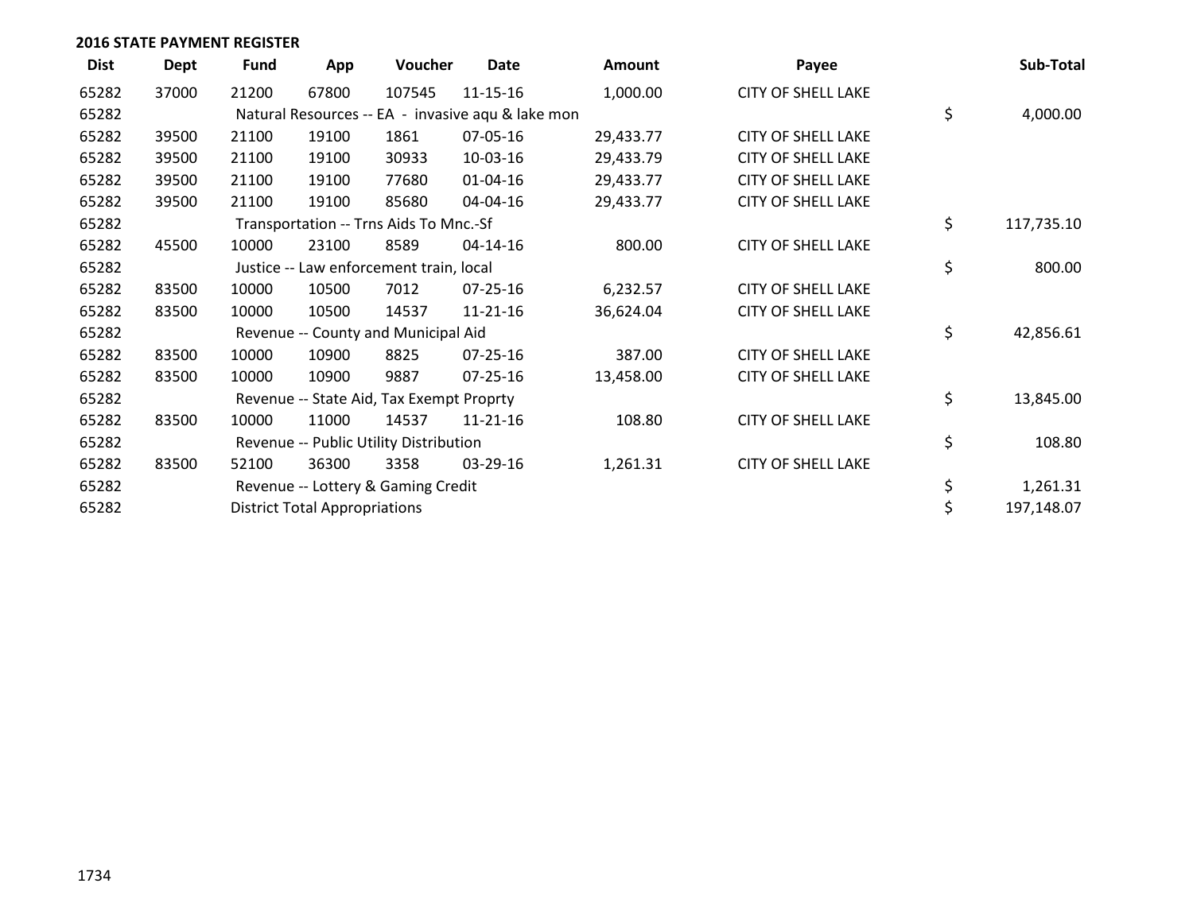## 2016 STATE PAYMENT REGISTER

| Dist | Dept | Fund | App | Voucher | Date | Amount | Payee | Sub-Total |
|---|---|---|---|---|---|---|---|---|
| 65282 | 37000 | 21200 | 67800 | 107545 | 11-15-16 | 1,000.00 | CITY OF SHELL LAKE | |
| 65282 | | Natural Resources -- EA - invasive aqu & lake mon | | | | | | $ 4,000.00 |
| 65282 | 39500 | 21100 | 19100 | 1861 | 07-05-16 | 29,433.77 | CITY OF SHELL LAKE | |
| 65282 | 39500 | 21100 | 19100 | 30933 | 10-03-16 | 29,433.79 | CITY OF SHELL LAKE | |
| 65282 | 39500 | 21100 | 19100 | 77680 | 01-04-16 | 29,433.77 | CITY OF SHELL LAKE | |
| 65282 | 39500 | 21100 | 19100 | 85680 | 04-04-16 | 29,433.77 | CITY OF SHELL LAKE | |
| 65282 | | Transportation -- Trns Aids To Mnc.-Sf | | | | | | $ 117,735.10 |
| 65282 | 45500 | 10000 | 23100 | 8589 | 04-14-16 | 800.00 | CITY OF SHELL LAKE | |
| 65282 | | Justice -- Law enforcement train, local | | | | | | $ 800.00 |
| 65282 | 83500 | 10000 | 10500 | 7012 | 07-25-16 | 6,232.57 | CITY OF SHELL LAKE | |
| 65282 | 83500 | 10000 | 10500 | 14537 | 11-21-16 | 36,624.04 | CITY OF SHELL LAKE | |
| 65282 | | Revenue -- County and Municipal Aid | | | | | | $ 42,856.61 |
| 65282 | 83500 | 10000 | 10900 | 8825 | 07-25-16 | 387.00 | CITY OF SHELL LAKE | |
| 65282 | 83500 | 10000 | 10900 | 9887 | 07-25-16 | 13,458.00 | CITY OF SHELL LAKE | |
| 65282 | | Revenue -- State Aid, Tax Exempt Proprty | | | | | | $ 13,845.00 |
| 65282 | 83500 | 10000 | 11000 | 14537 | 11-21-16 | 108.80 | CITY OF SHELL LAKE | |
| 65282 | | Revenue -- Public Utility Distribution | | | | | | $ 108.80 |
| 65282 | 83500 | 52100 | 36300 | 3358 | 03-29-16 | 1,261.31 | CITY OF SHELL LAKE | |
| 65282 | | Revenue -- Lottery & Gaming Credit | | | | | | $ 1,261.31 |
| 65282 | | District Total Appropriations | | | | | | $ 197,148.07 |